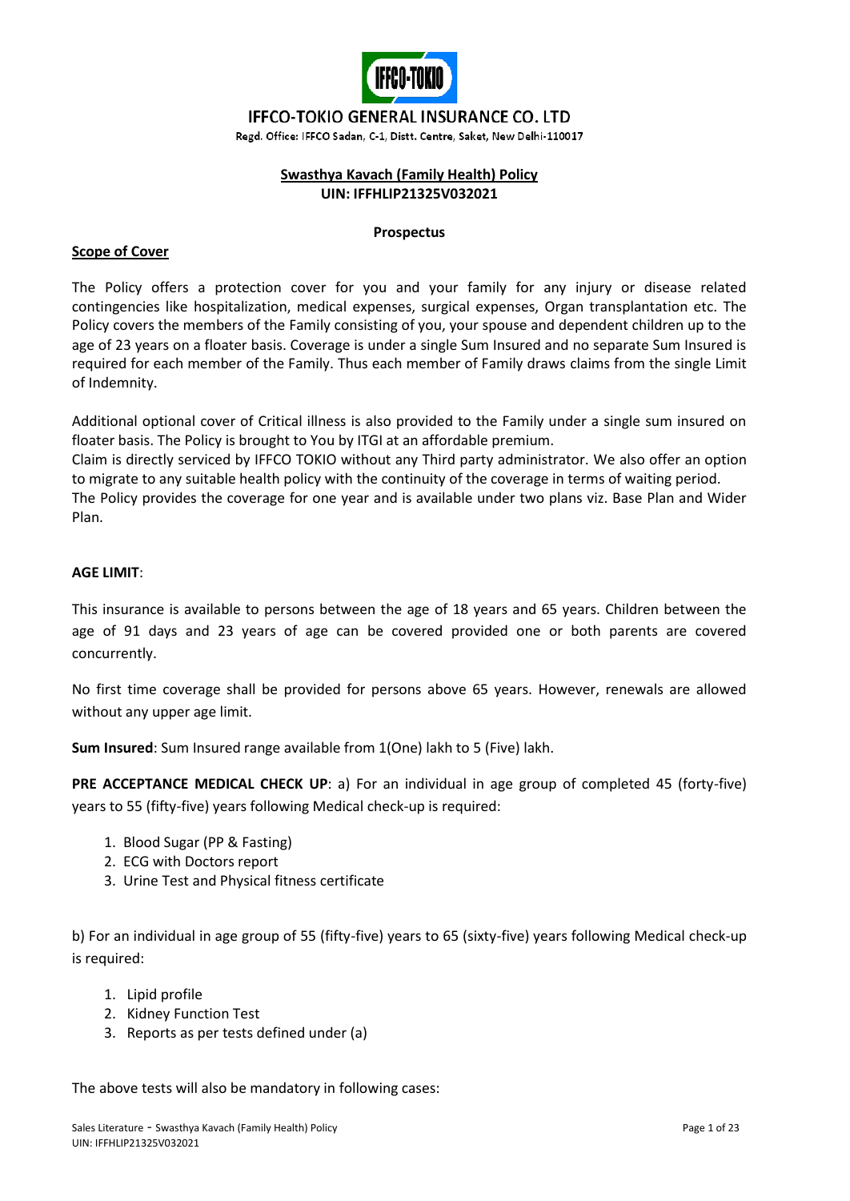# IFFCO-TOKIO GENERAL INSURANCE CO. LTD

Regd. Office: IFFCO Sadan, C-1, Distt. Centre, Saket, New Delhi-110017

## Swasthya Kavach (Family Health) Policy

**UIN: IFFHLIP21325V032021**

### Prospectus

**Scope of Cover**

The Policy offers a protection cover for you and your family for any injury or disease related contingencies like hospitalization, medical expenses, surgical expenses, Organ transplantation etc. The Policy covers the members of the Family consisting of you, your spouse and dependent children up to the age of 23 years on a floater basis. Coverage is under a single Sum Insured and no separate Sum Insured is required for each member of the Family. Thus each member of Family draws claims from the single Limit of Indemnity.

Additional optional cover of Critical illness is also provided to the Family under a single sum insured on floater basis. The Policy is brought to You by ITGI at an affordable premium.

Claim is directly serviced by IFFCO TOKIO without any Third party administrator. We also offer an option to migrate to any suitable health policy with the continuity of the coverage in terms of waiting period.

The Policy provides the coverage for one year and is available under two plans viz. Base Plan and Wider Plan.

**AGE LIMIT**:

This insurance is available to persons between the age of 18 years and 65 years. Children between the age of 91 days and 23 years of age can be covered provided one or both parents are covered concurrently.

No first time coverage shall be provided for persons above 65 years. However, renewals are allowed without any upper age limit.

**Sum Insured**: Sum Insured range available from 1(One) lakh to 5 (Five) lakh.

**PRE ACCEPTANCE MEDICAL CHECK UP**: a) For an individual in age group of completed 45 (forty-five) years to 55 (fifty-five) years following Medical check-up is required:

1. Blood Sugar (PP & Fasting)
2. ECG with Doctors report
3. Urine Test and Physical fitness certificate

b) For an individual in age group of 55 (fifty-five) years to 65 (sixty-five) years following Medical check-up is required:

1. Lipid profile
2. Kidney Function Test
3. Reports as per tests defined under (a)

The above tests will also be mandatory in following cases: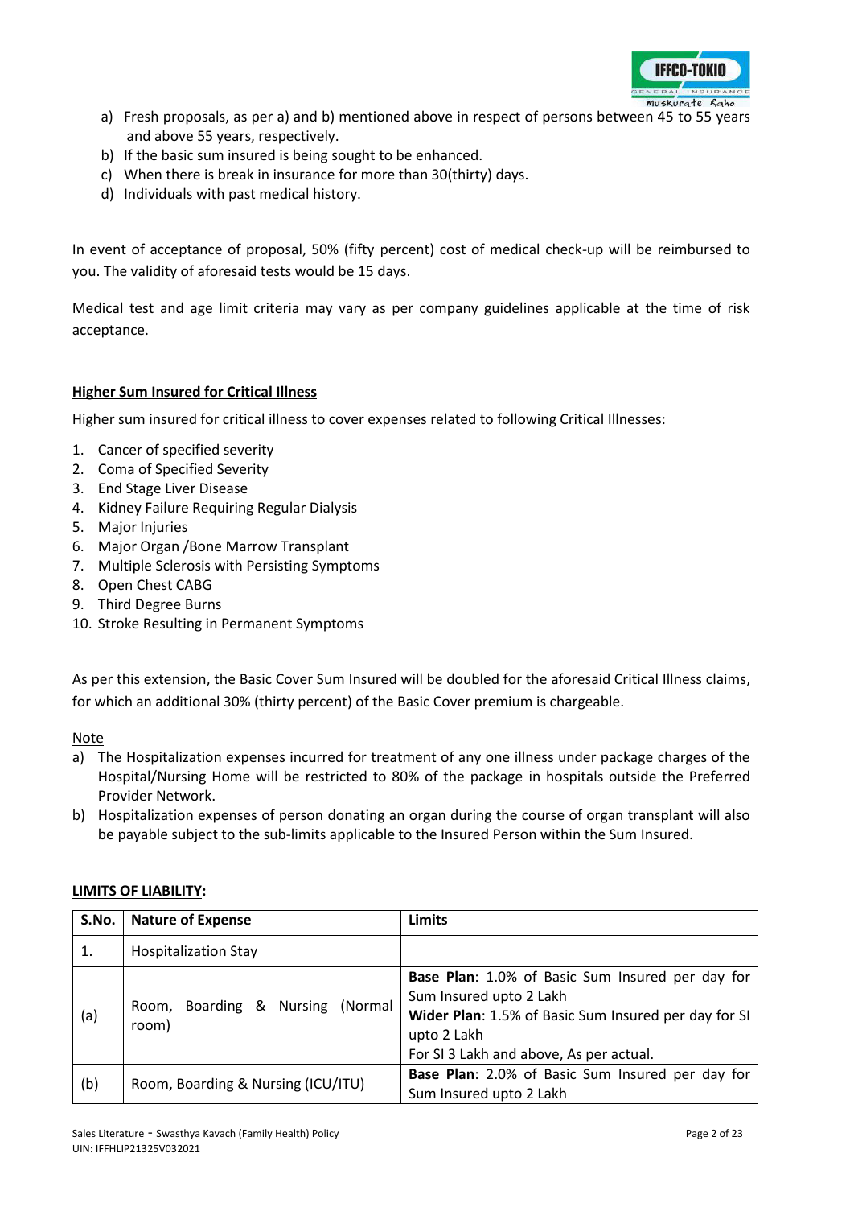a) Fresh proposals, as per a) and b) mentioned above in respect of persons between 45 to 55 years and above 55 years, respectively.
b) If the basic sum insured is being sought to be enhanced.
c) When there is break in insurance for more than 30(thirty) days.
d) Individuals with past medical history.

In event of acceptance of proposal, 50% (fifty percent) cost of medical check-up will be reimbursed to you. The validity of aforesaid tests would be 15 days.

Medical test and age limit criteria may vary as per company guidelines applicable at the time of risk acceptance.

**Higher Sum Insured for Critical Illness**

Higher sum insured for critical illness to cover expenses related to following Critical Illnesses:

1. Cancer of specified severity
2. Coma of Specified Severity
3. End Stage Liver Disease
4. Kidney Failure Requiring Regular Dialysis
5. Major Injuries
6. Major Organ /Bone Marrow Transplant
7. Multiple Sclerosis with Persisting Symptoms
8. Open Chest CABG
9. Third Degree Burns
10. Stroke Resulting in Permanent Symptoms

As per this extension, the Basic Cover Sum Insured will be doubled for the aforesaid Critical Illness claims, for which an additional 30% (thirty percent) of the Basic Cover premium is chargeable.

Note

a) The Hospitalization expenses incurred for treatment of any one illness under package charges of the Hospital/Nursing Home will be restricted to 80% of the package in hospitals outside the Preferred Provider Network.
b) Hospitalization expenses of person donating an organ during the course of organ transplant will also be payable subject to the sub-limits applicable to the Insured Person within the Sum Insured.

**LIMITS OF LIABILITY:**

| S.No. | Nature of Expense | Limits |
|---|---|---|
| 1. | Hospitalization Stay | |
| (a) | Room, Boarding & Nursing (Normal room) | **Base Plan**: 1.0% of Basic Sum Insured per day for Sum Insured upto 2 Lakh<br>**Wider Plan**: 1.5% of Basic Sum Insured per day for SI upto 2 Lakh<br>For SI 3 Lakh and above, As per actual. |
| (b) | Room, Boarding & Nursing (ICU/ITU) | **Base Plan**: 2.0% of Basic Sum Insured per day for Sum Insured upto 2 Lakh |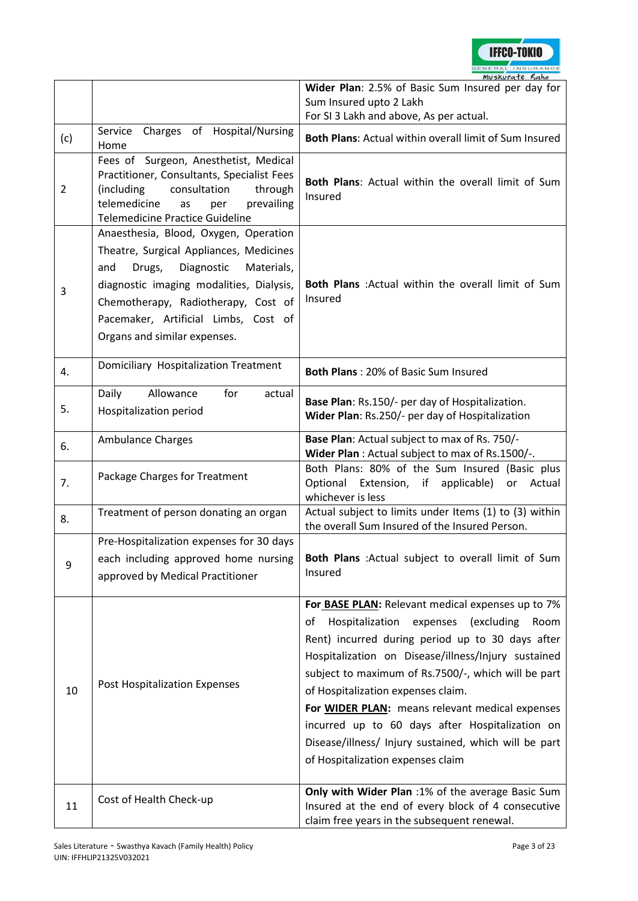| | | |
|---|---|---|
| | | **Wider Plan**: 2.5% of Basic Sum Insured per day for Sum Insured upto 2 Lakh<br>For SI 3 Lakh and above, As per actual. |
| (c) | Service Charges of Hospital/Nursing Home | **Both Plans**: Actual within overall limit of Sum Insured |
| 2 | Fees of Surgeon, Anesthetist, Medical Practitioner, Consultants, Specialist Fees (including consultation through telemedicine as per prevailing Telemedicine Practice Guideline | **Both Plans**: Actual within the overall limit of Sum Insured |
| 3 | Anaesthesia, Blood, Oxygen, Operation Theatre, Surgical Appliances, Medicines and Drugs, Diagnostic Materials, diagnostic imaging modalities, Dialysis, Chemotherapy, Radiotherapy, Cost of Pacemaker, Artificial Limbs, Cost of Organs and similar expenses. | **Both Plans** :Actual within the overall limit of Sum Insured |
| 4. | Domiciliary Hospitalization Treatment | **Both Plans** : 20% of Basic Sum Insured |
| 5. | Daily Allowance for actual Hospitalization period | **Base Plan**: Rs.150/- per day of Hospitalization.<br>**Wider Plan**: Rs.250/- per day of Hospitalization |
| 6. | Ambulance Charges | **Base Plan**: Actual subject to max of Rs. 750/-<br>**Wider Plan** : Actual subject to max of Rs.1500/-. |
| 7. | Package Charges for Treatment | Both Plans: 80% of the Sum Insured (Basic plus Optional Extension, if applicable) or Actual whichever is less |
| 8. | Treatment of person donating an organ | Actual subject to limits under Items (1) to (3) within the overall Sum Insured of the Insured Person. |
| 9 | Pre-Hospitalization expenses for 30 days each including approved home nursing approved by Medical Practitioner | **Both Plans** :Actual subject to overall limit of Sum Insured |
| 10 | Post Hospitalization Expenses | **For BASE PLAN:** Relevant medical expenses up to 7% of Hospitalization expenses (excluding Room Rent) incurred during period up to 30 days after Hospitalization on Disease/illness/Injury sustained subject to maximum of Rs.7500/-, which will be part of Hospitalization expenses claim.<br>**For WIDER PLAN:** means relevant medical expenses incurred up to 60 days after Hospitalization on Disease/illness/ Injury sustained, which will be part of Hospitalization expenses claim |
| 11 | Cost of Health Check-up | **Only with Wider Plan** :1% of the average Basic Sum Insured at the end of every block of 4 consecutive claim free years in the subsequent renewal. |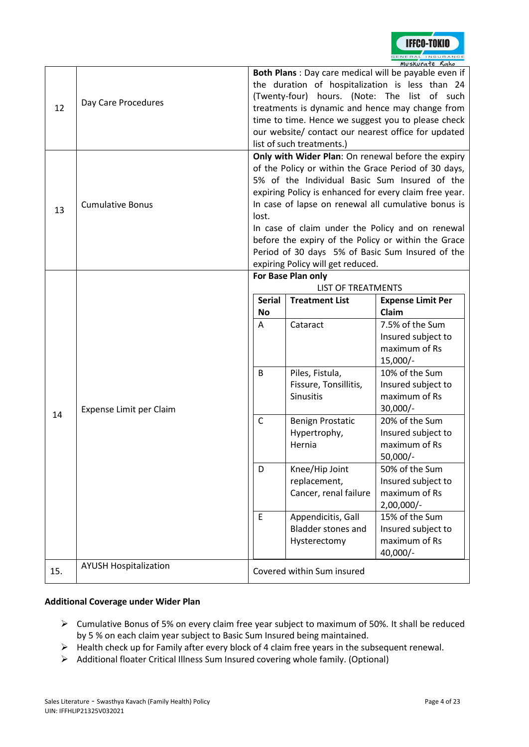| | | |
|---|---|---|
| 12 | Day Care Procedures | **Both Plans** : Day care medical will be payable even if the duration of hospitalization is less than 24 (Twenty-four) hours. (Note: The list of such treatments is dynamic and hence may change from time to time. Hence we suggest you to please check our website/ contact our nearest office for updated list of such treatments.) |
| 13 | Cumulative Bonus | **Only with Wider Plan**: On renewal before the expiry of the Policy or within the Grace Period of 30 days, 5% of the Individual Basic Sum Insured of the expiring Policy is enhanced for every claim free year. In case of lapse on renewal all cumulative bonus is lost.<br>In case of claim under the Policy and on renewal before the expiry of the Policy or within the Grace Period of 30 days 5% of Basic Sum Insured of the expiring Policy will get reduced. |
| 14 | Expense Limit per Claim | **For Base Plan only**<br>LIST OF TREATMENTS<br>**Serial No** / **Treatment List** / **Expense Limit Per Claim**<br>A / Cataract / 7.5% of the Sum Insured subject to maximum of Rs 15,000/-<br>B / Piles, Fistula, Fissure, Tonsillitis, Sinusitis / 10% of the Sum Insured subject to maximum of Rs 30,000/-<br>C / Benign Prostatic Hypertrophy, Hernia / 20% of the Sum Insured subject to maximum of Rs 50,000/-<br>D / Knee/Hip Joint replacement, Cancer, renal failure / 50% of the Sum Insured subject to maximum of Rs 2,00,000/-<br>E / Appendicitis, Gall Bladder stones and Hysterectomy / 15% of the Sum Insured subject to maximum of Rs 40,000/- |
| 15. | AYUSH Hospitalization | Covered within Sum insured |

**List of Treatments (Expense Limit per Claim – For Base Plan only)**

| Serial No | Treatment List | Expense Limit Per Claim |
|---|---|---|
| A | Cataract | 7.5% of the Sum Insured subject to maximum of Rs 15,000/- |
| B | Piles, Fistula, Fissure, Tonsillitis, Sinusitis | 10% of the Sum Insured subject to maximum of Rs 30,000/- |
| C | Benign Prostatic Hypertrophy, Hernia | 20% of the Sum Insured subject to maximum of Rs 50,000/- |
| D | Knee/Hip Joint replacement, Cancer, renal failure | 50% of the Sum Insured subject to maximum of Rs 2,00,000/- |
| E | Appendicitis, Gall Bladder stones and Hysterectomy | 15% of the Sum Insured subject to maximum of Rs 40,000/- |

**Additional Coverage under Wider Plan**

- Cumulative Bonus of 5% on every claim free year subject to maximum of 50%. It shall be reduced by 5 % on each claim year subject to Basic Sum Insured being maintained.
- Health check up for Family after every block of 4 claim free years in the subsequent renewal.
- Additional floater Critical Illness Sum Insured covering whole family. (Optional)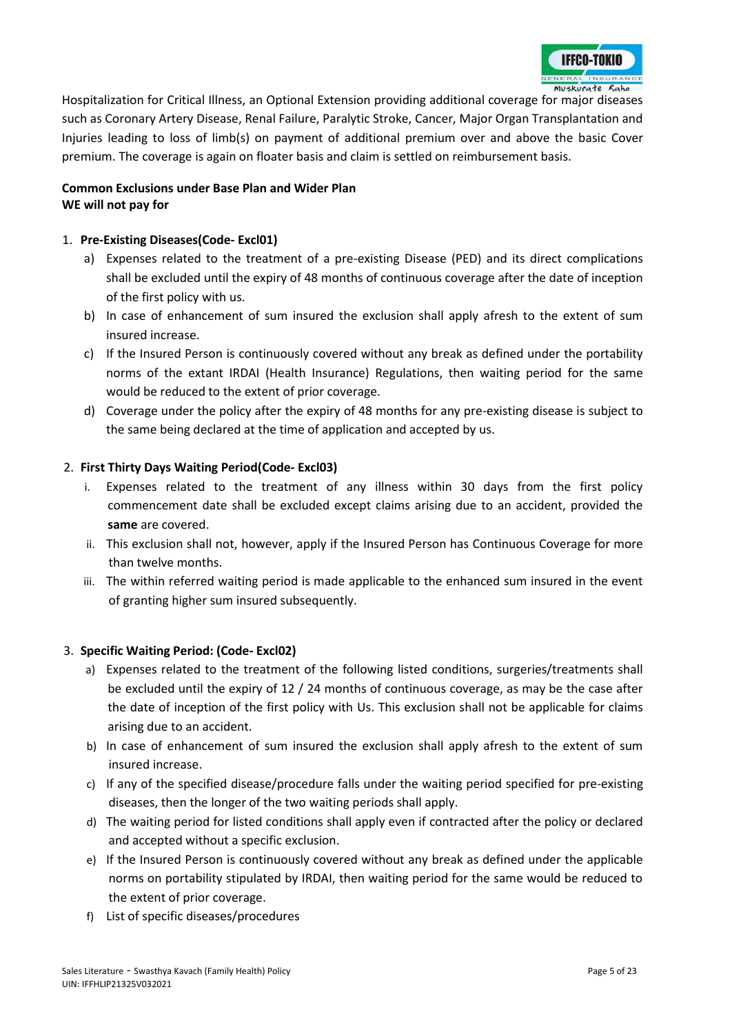Hospitalization for Critical Illness, an Optional Extension providing additional coverage for major diseases such as Coronary Artery Disease, Renal Failure, Paralytic Stroke, Cancer, Major Organ Transplantation and Injuries leading to loss of limb(s) on payment of additional premium over and above the basic Cover premium. The coverage is again on floater basis and claim is settled on reimbursement basis.

**Common Exclusions under Base Plan and Wider Plan**
**WE will not pay for**

1. **Pre-Existing Diseases(Code- Excl01)**
   a) Expenses related to the treatment of a pre-existing Disease (PED) and its direct complications shall be excluded until the expiry of 48 months of continuous coverage after the date of inception of the first policy with us.
   b) In case of enhancement of sum insured the exclusion shall apply afresh to the extent of sum insured increase.
   c) If the Insured Person is continuously covered without any break as defined under the portability norms of the extant IRDAI (Health Insurance) Regulations, then waiting period for the same would be reduced to the extent of prior coverage.
   d) Coverage under the policy after the expiry of 48 months for any pre-existing disease is subject to the same being declared at the time of application and accepted by us.

2. **First Thirty Days Waiting Period(Code- Excl03)**
   i. Expenses related to the treatment of any illness within 30 days from the first policy commencement date shall be excluded except claims arising due to an accident, provided the **same** are covered.
   ii. This exclusion shall not, however, apply if the Insured Person has Continuous Coverage for more than twelve months.
   iii. The within referred waiting period is made applicable to the enhanced sum insured in the event of granting higher sum insured subsequently.

3. **Specific Waiting Period: (Code- Excl02)**
   a) Expenses related to the treatment of the following listed conditions, surgeries/treatments shall be excluded until the expiry of 12 / 24 months of continuous coverage, as may be the case after the date of inception of the first policy with Us. This exclusion shall not be applicable for claims arising due to an accident.
   b) In case of enhancement of sum insured the exclusion shall apply afresh to the extent of sum insured increase.
   c) If any of the specified disease/procedure falls under the waiting period specified for pre-existing diseases, then the longer of the two waiting periods shall apply.
   d) The waiting period for listed conditions shall apply even if contracted after the policy or declared and accepted without a specific exclusion.
   e) If the Insured Person is continuously covered without any break as defined under the applicable norms on portability stipulated by IRDAI, then waiting period for the same would be reduced to the extent of prior coverage.
   f) List of specific diseases/procedures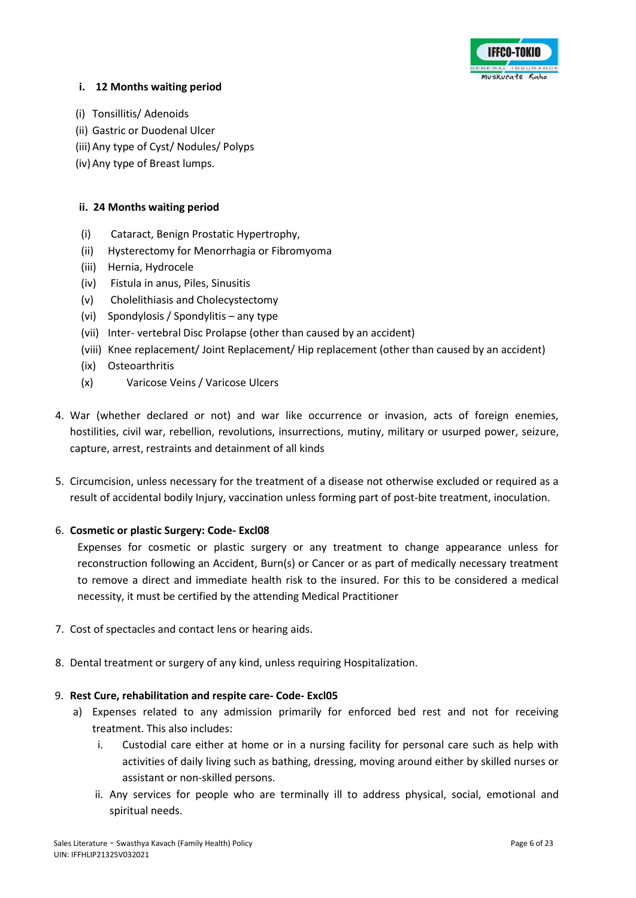**i. 12 Months waiting period**

(i) Tonsillitis/ Adenoids
(ii) Gastric or Duodenal Ulcer
(iii) Any type of Cyst/ Nodules/ Polyps
(iv) Any type of Breast lumps.

**ii. 24 Months waiting period**

(i) Cataract, Benign Prostatic Hypertrophy,
(ii) Hysterectomy for Menorrhagia or Fibromyoma
(iii) Hernia, Hydrocele
(iv) Fistula in anus, Piles, Sinusitis
(v) Cholelithiasis and Cholecystectomy
(vi) Spondylosis / Spondylitis – any type
(vii) Inter- vertebral Disc Prolapse (other than caused by an accident)
(viii) Knee replacement/ Joint Replacement/ Hip replacement (other than caused by an accident)
(ix) Osteoarthritis
(x) Varicose Veins / Varicose Ulcers

4. War (whether declared or not) and war like occurrence or invasion, acts of foreign enemies, hostilities, civil war, rebellion, revolutions, insurrections, mutiny, military or usurped power, seizure, capture, arrest, restraints and detainment of all kinds

5. Circumcision, unless necessary for the treatment of a disease not otherwise excluded or required as a result of accidental bodily Injury, vaccination unless forming part of post-bite treatment, inoculation.

6. **Cosmetic or plastic Surgery: Code- Excl08**

   Expenses for cosmetic or plastic surgery or any treatment to change appearance unless for reconstruction following an Accident, Burn(s) or Cancer or as part of medically necessary treatment to remove a direct and immediate health risk to the insured. For this to be considered a medical necessity, it must be certified by the attending Medical Practitioner

7. Cost of spectacles and contact lens or hearing aids.

8. Dental treatment or surgery of any kind, unless requiring Hospitalization.

9. **Rest Cure, rehabilitation and respite care- Code- Excl05**

   a) Expenses related to any admission primarily for enforced bed rest and not for receiving treatment. This also includes:

      i. Custodial care either at home or in a nursing facility for personal care such as help with activities of daily living such as bathing, dressing, moving around either by skilled nurses or assistant or non-skilled persons.

      ii. Any services for people who are terminally ill to address physical, social, emotional and spiritual needs.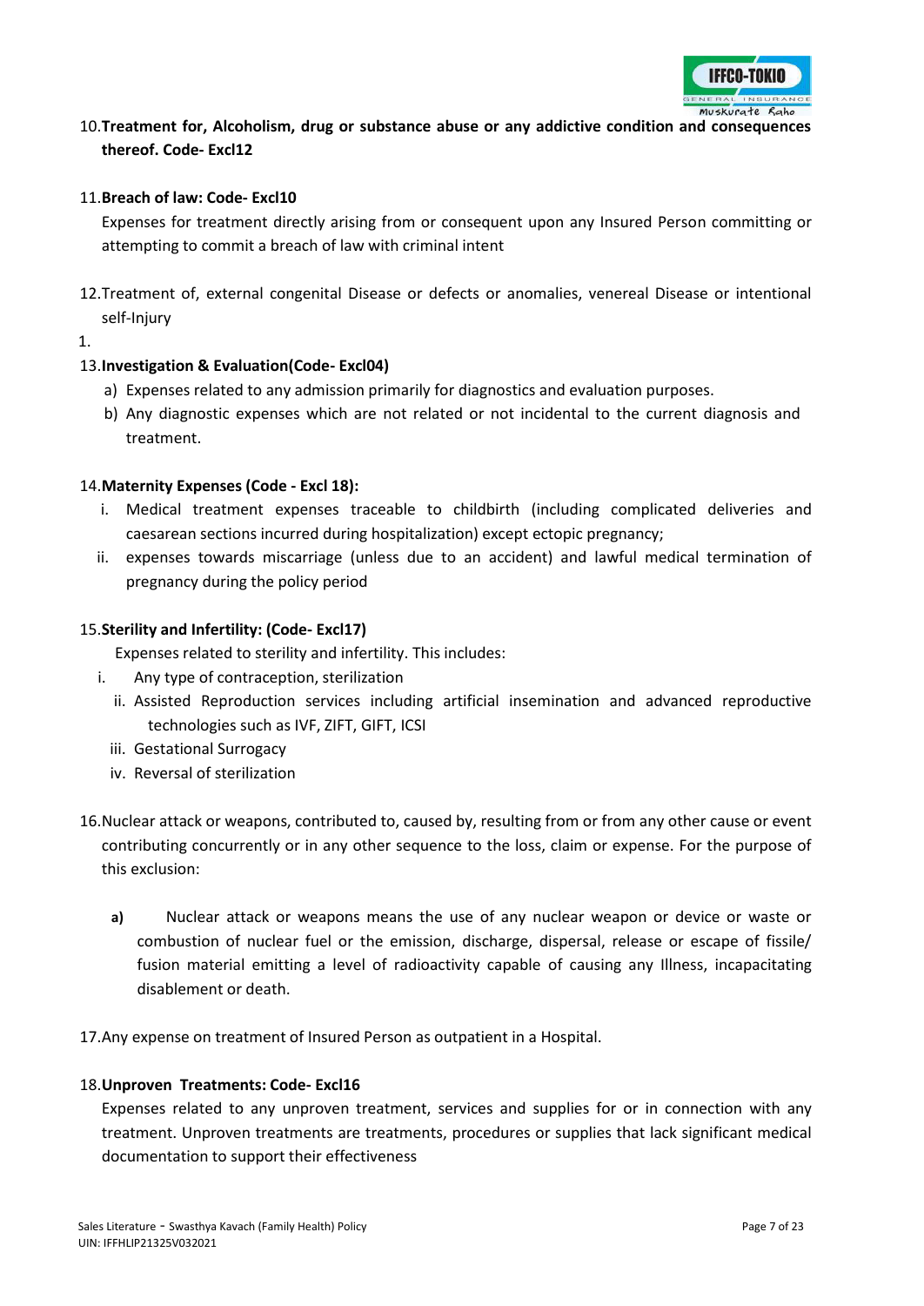10. **Treatment for, Alcoholism, drug or substance abuse or any addictive condition and consequences thereof. Code- Excl12**

11. **Breach of law: Code- Excl10**

    Expenses for treatment directly arising from or consequent upon any Insured Person committing or attempting to commit a breach of law with criminal intent

12. Treatment of, external congenital Disease or defects or anomalies, venereal Disease or intentional self-Injury

1.

13. **Investigation & Evaluation(Code- Excl04)**
    a) Expenses related to any admission primarily for diagnostics and evaluation purposes.
    b) Any diagnostic expenses which are not related or not incidental to the current diagnosis and treatment.

14. **Maternity Expenses (Code - Excl 18):**
    i. Medical treatment expenses traceable to childbirth (including complicated deliveries and caesarean sections incurred during hospitalization) except ectopic pregnancy;
    ii. expenses towards miscarriage (unless due to an accident) and lawful medical termination of pregnancy during the policy period

15. **Sterility and Infertility: (Code- Excl17)**

    Expenses related to sterility and infertility. This includes:
    i. Any type of contraception, sterilization
    ii. Assisted Reproduction services including artificial insemination and advanced reproductive technologies such as IVF, ZIFT, GIFT, ICSI
    iii. Gestational Surrogacy
    iv. Reversal of sterilization

16. Nuclear attack or weapons, contributed to, caused by, resulting from or from any other cause or event contributing concurrently or in any other sequence to the loss, claim or expense. For the purpose of this exclusion:

    **a)** Nuclear attack or weapons means the use of any nuclear weapon or device or waste or combustion of nuclear fuel or the emission, discharge, dispersal, release or escape of fissile/ fusion material emitting a level of radioactivity capable of causing any Illness, incapacitating disablement or death.

17. Any expense on treatment of Insured Person as outpatient in a Hospital.

18. **Unproven Treatments: Code- Excl16**

    Expenses related to any unproven treatment, services and supplies for or in connection with any treatment. Unproven treatments are treatments, procedures or supplies that lack significant medical documentation to support their effectiveness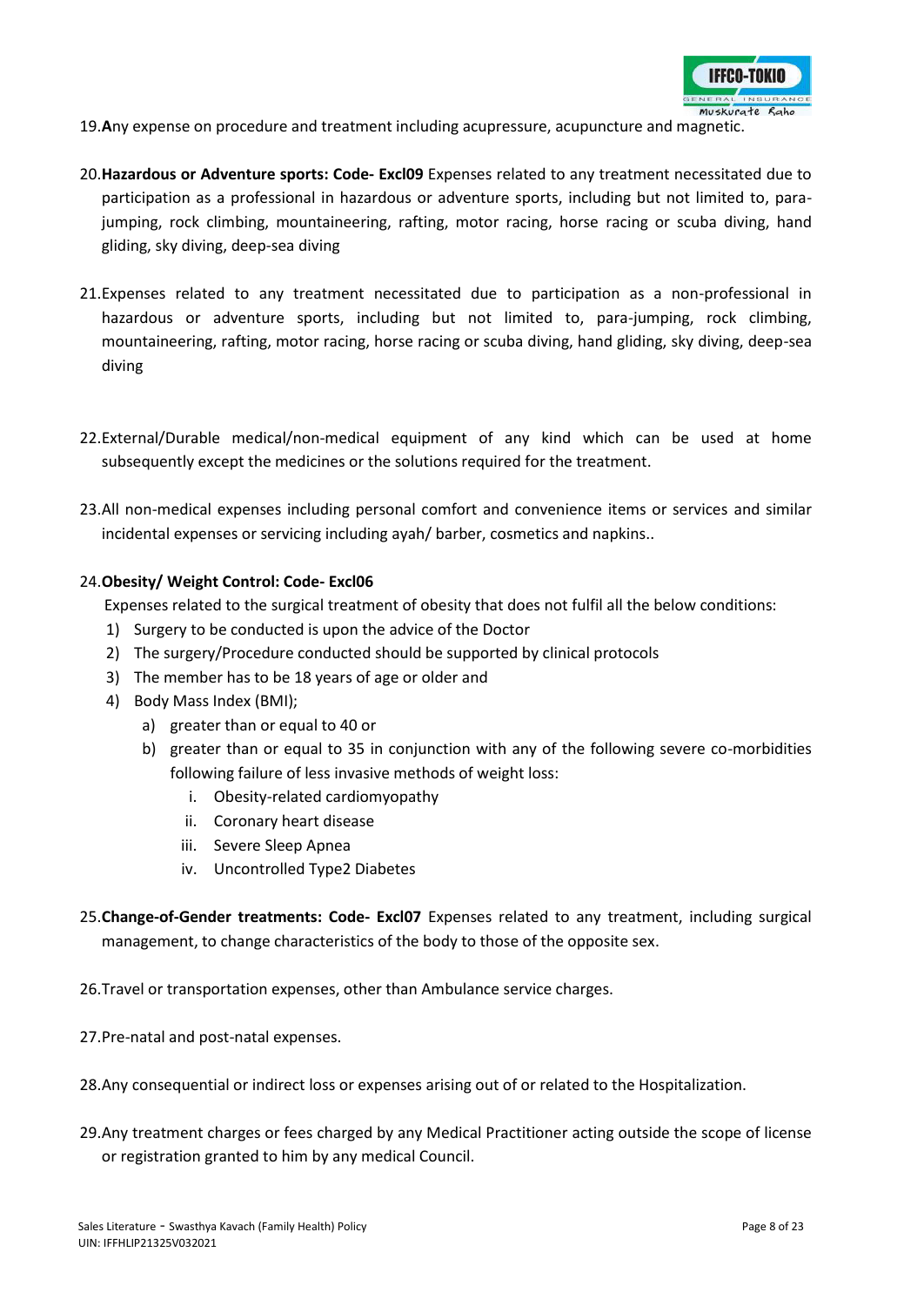19. **A**ny expense on procedure and treatment including acupressure, acupuncture and magnetic.

20. **Hazardous or Adventure sports: Code- Excl09** Expenses related to any treatment necessitated due to participation as a professional in hazardous or adventure sports, including but not limited to, para-jumping, rock climbing, mountaineering, rafting, motor racing, horse racing or scuba diving, hand gliding, sky diving, deep-sea diving

21. Expenses related to any treatment necessitated due to participation as a non-professional in hazardous or adventure sports, including but not limited to, para-jumping, rock climbing, mountaineering, rafting, motor racing, horse racing or scuba diving, hand gliding, sky diving, deep-sea diving

22. External/Durable medical/non-medical equipment of any kind which can be used at home subsequently except the medicines or the solutions required for the treatment.

23. All non-medical expenses including personal comfort and convenience items or services and similar incidental expenses or servicing including ayah/ barber, cosmetics and napkins..

24. **Obesity/ Weight Control: Code- Excl06**

    Expenses related to the surgical treatment of obesity that does not fulfil all the below conditions:

    1) Surgery to be conducted is upon the advice of the Doctor
    2) The surgery/Procedure conducted should be supported by clinical protocols
    3) The member has to be 18 years of age or older and
    4) Body Mass Index (BMI);
        a) greater than or equal to 40 or
        b) greater than or equal to 35 in conjunction with any of the following severe co-morbidities following failure of less invasive methods of weight loss:
            i. Obesity-related cardiomyopathy
            ii. Coronary heart disease
            iii. Severe Sleep Apnea
            iv. Uncontrolled Type2 Diabetes

25. **Change-of-Gender treatments: Code- Excl07** Expenses related to any treatment, including surgical management, to change characteristics of the body to those of the opposite sex.

26. Travel or transportation expenses, other than Ambulance service charges.

27. Pre-natal and post-natal expenses.

28. Any consequential or indirect loss or expenses arising out of or related to the Hospitalization.

29. Any treatment charges or fees charged by any Medical Practitioner acting outside the scope of license or registration granted to him by any medical Council.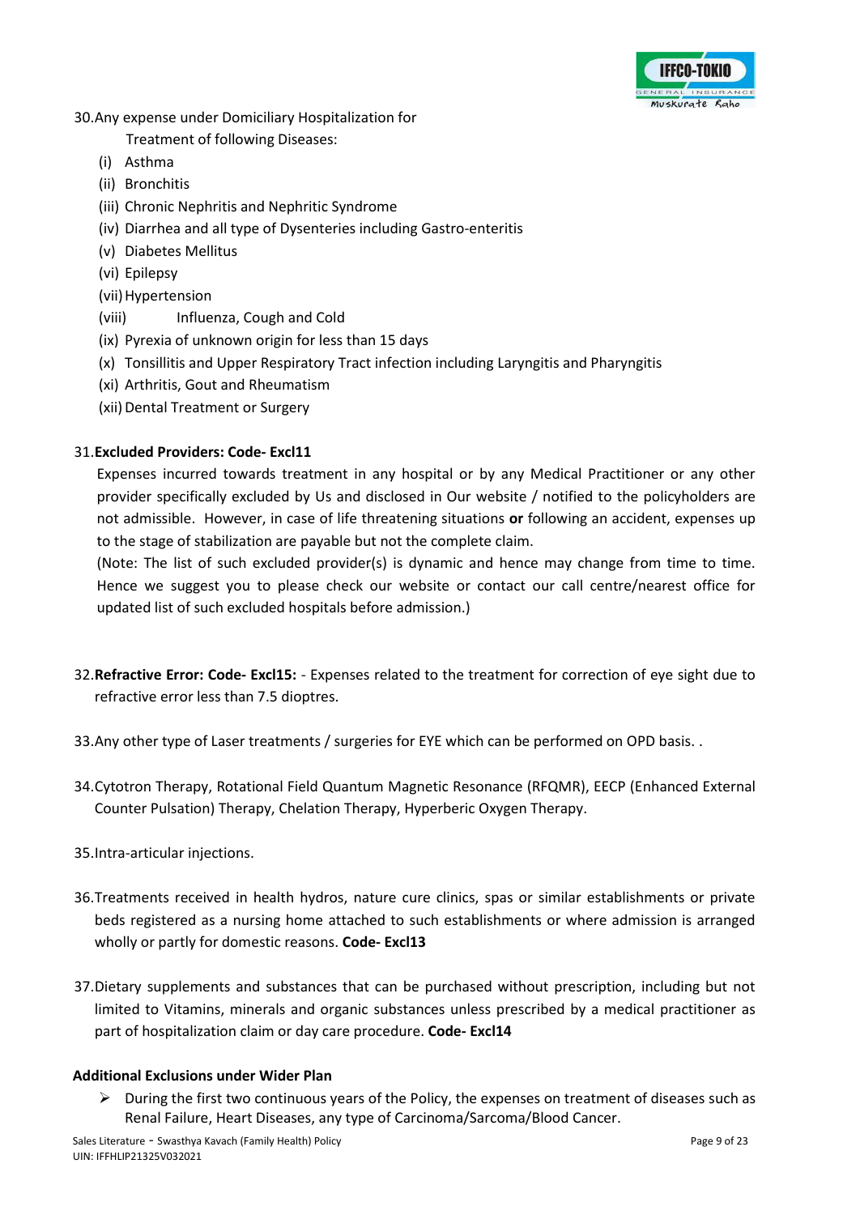30. Any expense under Domiciliary Hospitalization for Treatment of following Diseases:
    - (i) Asthma
    - (ii) Bronchitis
    - (iii) Chronic Nephritis and Nephritic Syndrome
    - (iv) Diarrhea and all type of Dysenteries including Gastro-enteritis
    - (v) Diabetes Mellitus
    - (vi) Epilepsy
    - (vii) Hypertension
    - (viii) Influenza, Cough and Cold
    - (ix) Pyrexia of unknown origin for less than 15 days
    - (x) Tonsillitis and Upper Respiratory Tract infection including Laryngitis and Pharyngitis
    - (xi) Arthritis, Gout and Rheumatism
    - (xii) Dental Treatment or Surgery

31. **Excluded Providers: Code- Excl11**

    Expenses incurred towards treatment in any hospital or by any Medical Practitioner or any other provider specifically excluded by Us and disclosed in Our website / notified to the policyholders are not admissible. However, in case of life threatening situations **or** following an accident, expenses up to the stage of stabilization are payable but not the complete claim.

    (Note: The list of such excluded provider(s) is dynamic and hence may change from time to time. Hence we suggest you to please check our website or contact our call centre/nearest office for updated list of such excluded hospitals before admission.)

32. **Refractive Error: Code- Excl15:** - Expenses related to the treatment for correction of eye sight due to refractive error less than 7.5 dioptres.

33. Any other type of Laser treatments / surgeries for EYE which can be performed on OPD basis. .

34. Cytotron Therapy, Rotational Field Quantum Magnetic Resonance (RFQMR), EECP (Enhanced External Counter Pulsation) Therapy, Chelation Therapy, Hyperberic Oxygen Therapy.

35. Intra-articular injections.

36. Treatments received in health hydros, nature cure clinics, spas or similar establishments or private beds registered as a nursing home attached to such establishments or where admission is arranged wholly or partly for domestic reasons. **Code- Excl13**

37. Dietary supplements and substances that can be purchased without prescription, including but not limited to Vitamins, minerals and organic substances unless prescribed by a medical practitioner as part of hospitalization claim or day care procedure. **Code- Excl14**

**Additional Exclusions under Wider Plan**

- During the first two continuous years of the Policy, the expenses on treatment of diseases such as Renal Failure, Heart Diseases, any type of Carcinoma/Sarcoma/Blood Cancer.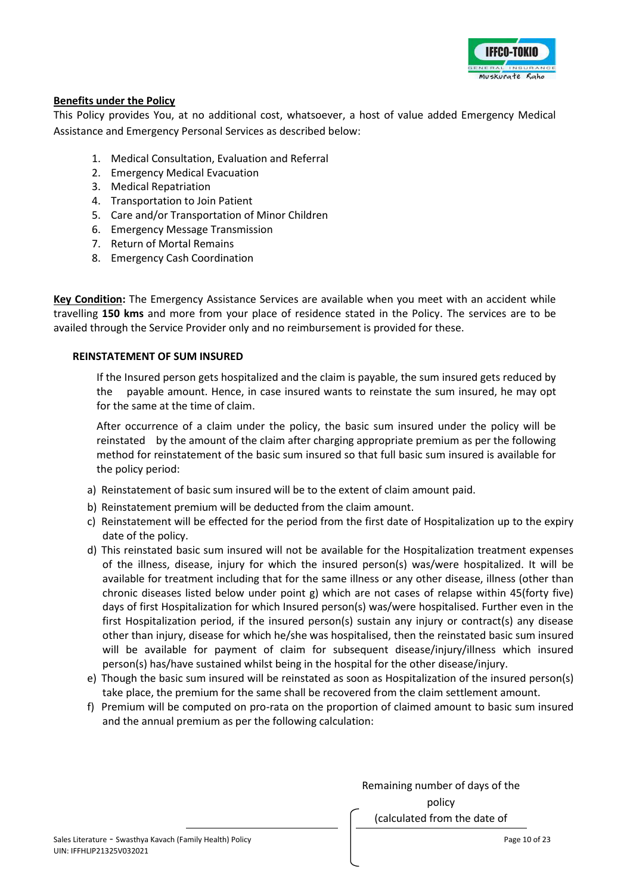**Benefits under the Policy**

This Policy provides You, at no additional cost, whatsoever, a host of value added Emergency Medical Assistance and Emergency Personal Services as described below:

1. Medical Consultation, Evaluation and Referral
2. Emergency Medical Evacuation
3. Medical Repatriation
4. Transportation to Join Patient
5. Care and/or Transportation of Minor Children
6. Emergency Message Transmission
7. Return of Mortal Remains
8. Emergency Cash Coordination

**Key Condition:** The Emergency Assistance Services are available when you meet with an accident while travelling **150 kms** and more from your place of residence stated in the Policy. The services are to be availed through the Service Provider only and no reimbursement is provided for these.

**REINSTATEMENT OF SUM INSURED**

If the Insured person gets hospitalized and the claim is payable, the sum insured gets reduced by the payable amount. Hence, in case insured wants to reinstate the sum insured, he may opt for the same at the time of claim.

After occurrence of a claim under the policy, the basic sum insured under the policy will be reinstated by the amount of the claim after charging appropriate premium as per the following method for reinstatement of the basic sum insured so that full basic sum insured is available for the policy period:

a) Reinstatement of basic sum insured will be to the extent of claim amount paid.
b) Reinstatement premium will be deducted from the claim amount.
c) Reinstatement will be effected for the period from the first date of Hospitalization up to the expiry date of the policy.
d) This reinstated basic sum insured will not be available for the Hospitalization treatment expenses of the illness, disease, injury for which the insured person(s) was/were hospitalized. It will be available for treatment including that for the same illness or any other disease, illness (other than chronic diseases listed below under point g) which are not cases of relapse within 45(forty five) days of first Hospitalization for which Insured person(s) was/were hospitalised. Further even in the first Hospitalization period, if the insured person(s) sustain any injury or contract(s) any disease other than injury, disease for which he/she was hospitalised, then the reinstated basic sum insured will be available for payment of claim for subsequent disease/injury/illness which insured person(s) has/have sustained whilst being in the hospital for the other disease/injury.
e) Though the basic sum insured will be reinstated as soon as Hospitalization of the insured person(s) take place, the premium for the same shall be recovered from the claim settlement amount.
f) Premium will be computed on pro-rata on the proportion of claimed amount to basic sum insured and the annual premium as per the following calculation:

Remaining number of days of the policy (calculated from the date of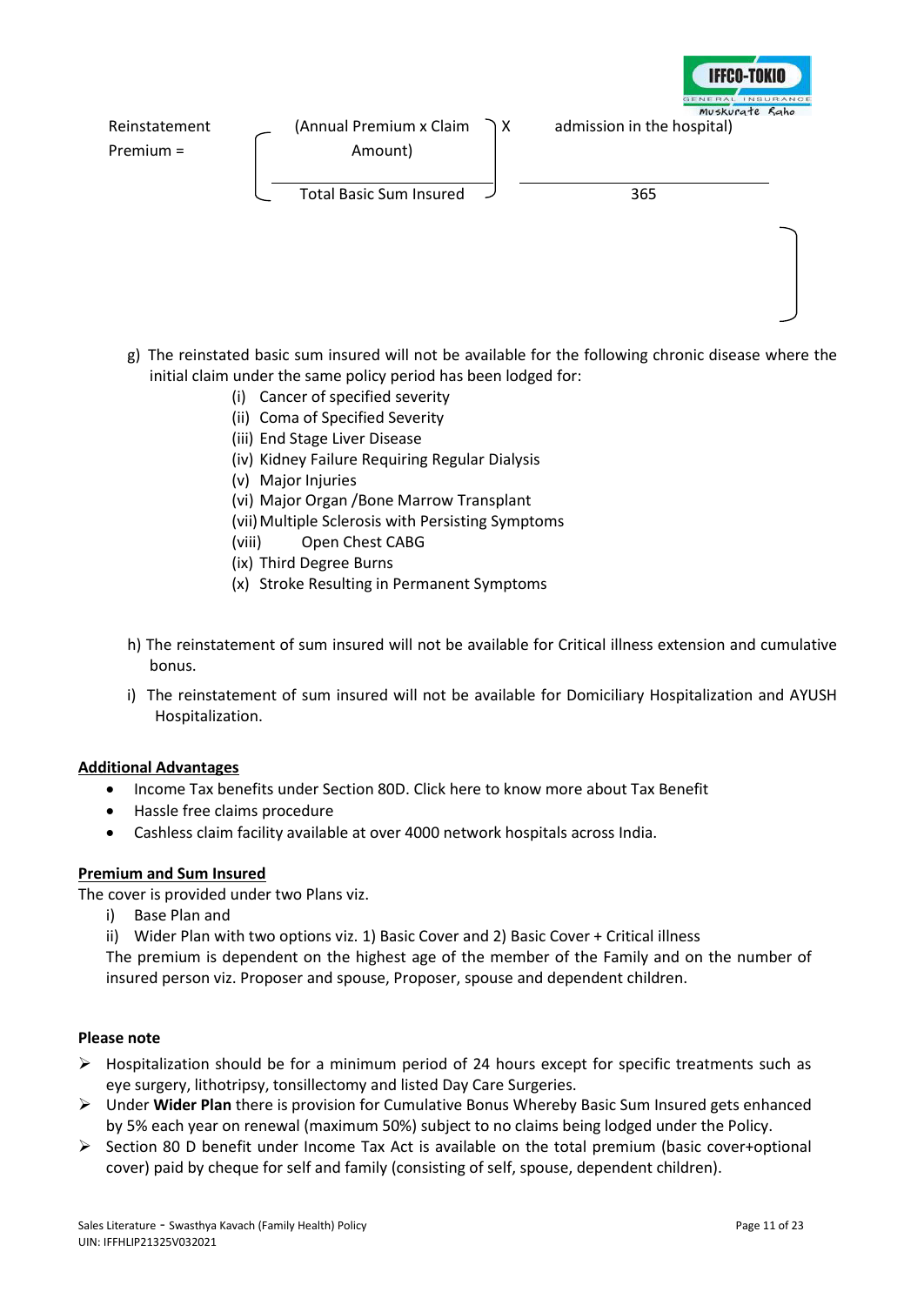$$\text{Reinstatement Premium} = \left( \frac{\text{Annual Premium} \times \text{Claim Amount}}{\text{Total Basic Sum Insured}} \right) \times \frac{\text{admission in the hospital)}}{365}$$

g) The reinstated basic sum insured will not be available for the following chronic disease where the initial claim under the same policy period has been lodged for:

(i) Cancer of specified severity
(ii) Coma of Specified Severity
(iii) End Stage Liver Disease
(iv) Kidney Failure Requiring Regular Dialysis
(v) Major Injuries
(vi) Major Organ /Bone Marrow Transplant
(vii) Multiple Sclerosis with Persisting Symptoms
(viii) Open Chest CABG
(ix) Third Degree Burns
(x) Stroke Resulting in Permanent Symptoms

h) The reinstatement of sum insured will not be available for Critical illness extension and cumulative bonus.

i) The reinstatement of sum insured will not be available for Domiciliary Hospitalization and AYUSH Hospitalization.

## Additional Advantages

- Income Tax benefits under Section 80D. Click here to know more about Tax Benefit
- Hassle free claims procedure
- Cashless claim facility available at over 4000 network hospitals across India.

## Premium and Sum Insured

The cover is provided under two Plans viz.

i) Base Plan and
ii) Wider Plan with two options viz. 1) Basic Cover and 2) Basic Cover + Critical illness

The premium is dependent on the highest age of the member of the Family and on the number of insured person viz. Proposer and spouse, Proposer, spouse and dependent children.

**Please note**

- Hospitalization should be for a minimum period of 24 hours except for specific treatments such as eye surgery, lithotripsy, tonsillectomy and listed Day Care Surgeries.
- Under **Wider Plan** there is provision for Cumulative Bonus Whereby Basic Sum Insured gets enhanced by 5% each year on renewal (maximum 50%) subject to no claims being lodged under the Policy.
- Section 80 D benefit under Income Tax Act is available on the total premium (basic cover+optional cover) paid by cheque for self and family (consisting of self, spouse, dependent children).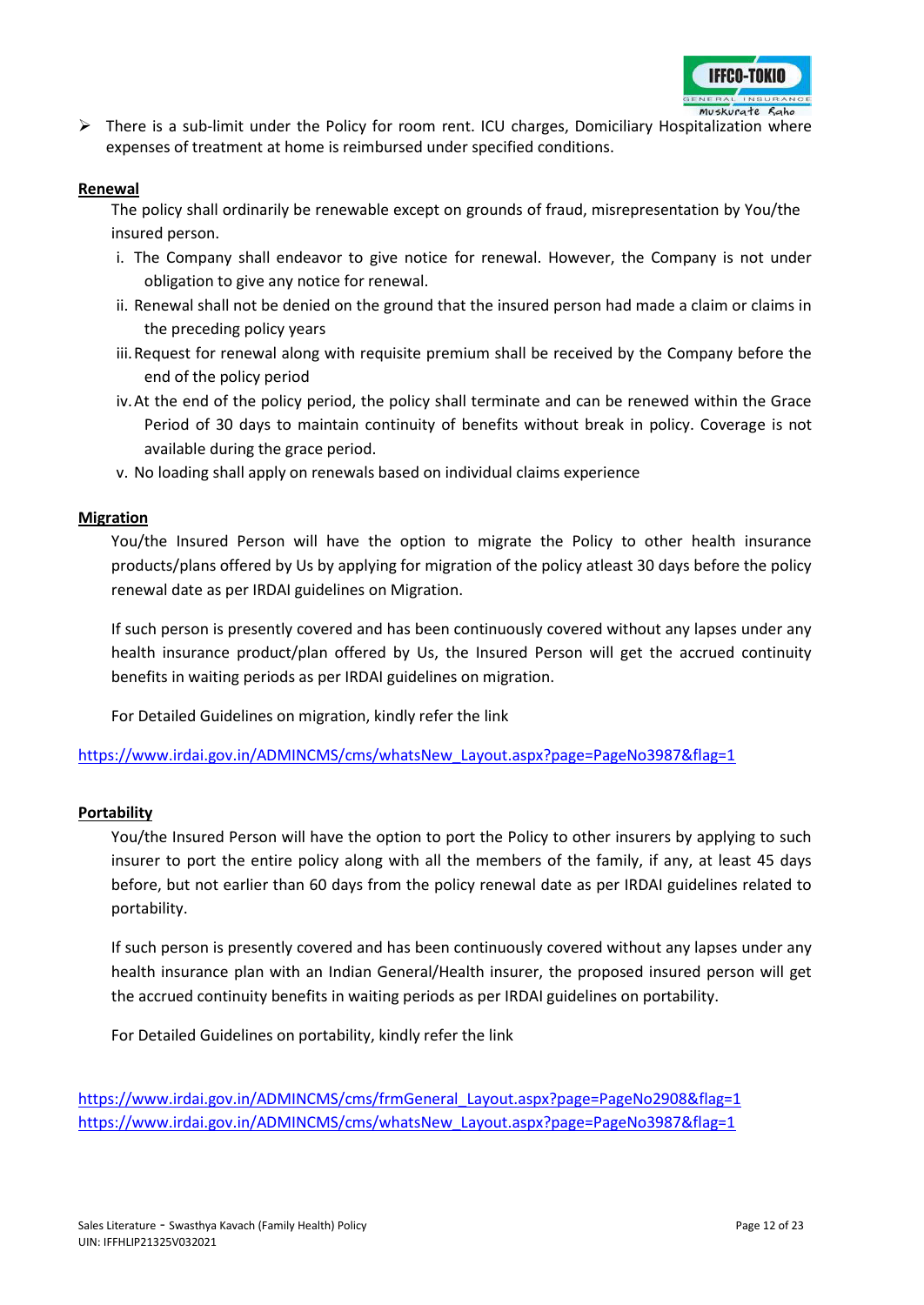- There is a sub-limit under the Policy for room rent. ICU charges, Domiciliary Hospitalization where expenses of treatment at home is reimbursed under specified conditions.

**Renewal**

The policy shall ordinarily be renewable except on grounds of fraud, misrepresentation by You/the insured person.

i. The Company shall endeavor to give notice for renewal. However, the Company is not under obligation to give any notice for renewal.
ii. Renewal shall not be denied on the ground that the insured person had made a claim or claims in the preceding policy years
iii. Request for renewal along with requisite premium shall be received by the Company before the end of the policy period
iv. At the end of the policy period, the policy shall terminate and can be renewed within the Grace Period of 30 days to maintain continuity of benefits without break in policy. Coverage is not available during the grace period.
v. No loading shall apply on renewals based on individual claims experience

**Migration**

You/the Insured Person will have the option to migrate the Policy to other health insurance products/plans offered by Us by applying for migration of the policy atleast 30 days before the policy renewal date as per IRDAI guidelines on Migration.

If such person is presently covered and has been continuously covered without any lapses under any health insurance product/plan offered by Us, the Insured Person will get the accrued continuity benefits in waiting periods as per IRDAI guidelines on migration.

For Detailed Guidelines on migration, kindly refer the link

https://www.irdai.gov.in/ADMINCMS/cms/whatsNew_Layout.aspx?page=PageNo3987&flag=1

**Portability**

You/the Insured Person will have the option to port the Policy to other insurers by applying to such insurer to port the entire policy along with all the members of the family, if any, at least 45 days before, but not earlier than 60 days from the policy renewal date as per IRDAI guidelines related to portability.

If such person is presently covered and has been continuously covered without any lapses under any health insurance plan with an Indian General/Health insurer, the proposed insured person will get the accrued continuity benefits in waiting periods as per IRDAI guidelines on portability.

For Detailed Guidelines on portability, kindly refer the link

https://www.irdai.gov.in/ADMINCMS/cms/frmGeneral_Layout.aspx?page=PageNo2908&flag=1
https://www.irdai.gov.in/ADMINCMS/cms/whatsNew_Layout.aspx?page=PageNo3987&flag=1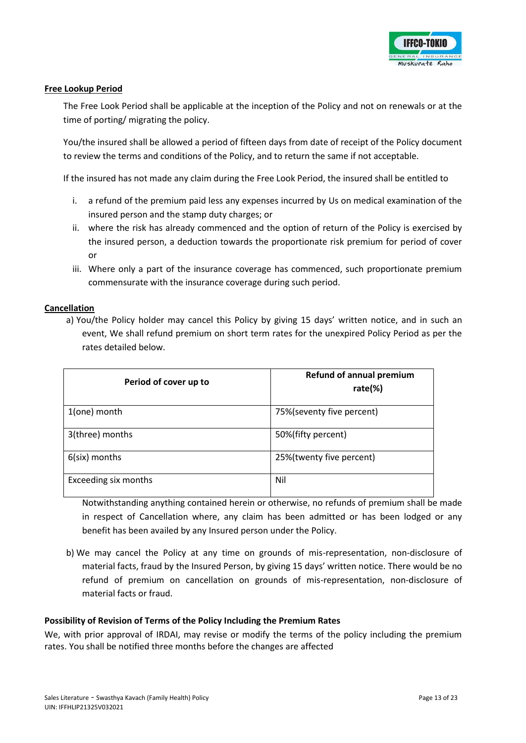**Free Lookup Period**

The Free Look Period shall be applicable at the inception of the Policy and not on renewals or at the time of porting/ migrating the policy.

You/the insured shall be allowed a period of fifteen days from date of receipt of the Policy document to review the terms and conditions of the Policy, and to return the same if not acceptable.

If the insured has not made any claim during the Free Look Period, the insured shall be entitled to

i. a refund of the premium paid less any expenses incurred by Us on medical examination of the insured person and the stamp duty charges; or
ii. where the risk has already commenced and the option of return of the Policy is exercised by the insured person, a deduction towards the proportionate risk premium for period of cover or
iii. Where only a part of the insurance coverage has commenced, such proportionate premium commensurate with the insurance coverage during such period.

**Cancellation**

a) You/the Policy holder may cancel this Policy by giving 15 days' written notice, and in such an event, We shall refund premium on short term rates for the unexpired Policy Period as per the rates detailed below.

| Period of cover up to | Refund of annual premium rate(%) |
|---|---|
| 1(one) month | 75%(seventy five percent) |
| 3(three) months | 50%(fifty percent) |
| 6(six) months | 25%(twenty five percent) |
| Exceeding six months | Nil |

Notwithstanding anything contained herein or otherwise, no refunds of premium shall be made in respect of Cancellation where, any claim has been admitted or has been lodged or any benefit has been availed by any Insured person under the Policy.

b) We may cancel the Policy at any time on grounds of mis-representation, non-disclosure of material facts, fraud by the Insured Person, by giving 15 days' written notice. There would be no refund of premium on cancellation on grounds of mis-representation, non-disclosure of material facts or fraud.

**Possibility of Revision of Terms of the Policy Including the Premium Rates**

We, with prior approval of IRDAI, may revise or modify the terms of the policy including the premium rates. You shall be notified three months before the changes are affected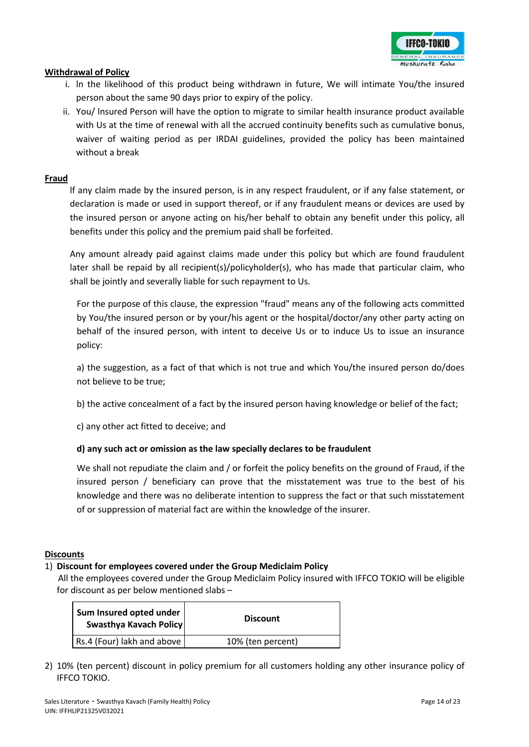**Withdrawal of Policy**

i. In the likelihood of this product being withdrawn in future, We will intimate You/the insured person about the same 90 days prior to expiry of the policy.

ii. You/ Insured Person will have the option to migrate to similar health insurance product available with Us at the time of renewal with all the accrued continuity benefits such as cumulative bonus, waiver of waiting period as per IRDAI guidelines, provided the policy has been maintained without a break

**Fraud**

If any claim made by the insured person, is in any respect fraudulent, or if any false statement, or declaration is made or used in support thereof, or if any fraudulent means or devices are used by the insured person or anyone acting on his/her behalf to obtain any benefit under this policy, all benefits under this policy and the premium paid shall be forfeited.

Any amount already paid against claims made under this policy but which are found fraudulent later shall be repaid by all recipient(s)/policyholder(s), who has made that particular claim, who shall be jointly and severally liable for such repayment to Us.

For the purpose of this clause, the expression "fraud" means any of the following acts committed by You/the insured person or by your/his agent or the hospital/doctor/any other party acting on behalf of the insured person, with intent to deceive Us or to induce Us to issue an insurance policy:

a) the suggestion, as a fact of that which is not true and which You/the insured person do/does not believe to be true;

b) the active concealment of a fact by the insured person having knowledge or belief of the fact;

c) any other act fitted to deceive; and

**d) any such act or omission as the law specially declares to be fraudulent**

We shall not repudiate the claim and / or forfeit the policy benefits on the ground of Fraud, if the insured person / beneficiary can prove that the misstatement was true to the best of his knowledge and there was no deliberate intention to suppress the fact or that such misstatement of or suppression of material fact are within the knowledge of the insurer.

**Discounts**

1) **Discount for employees covered under the Group Mediclaim Policy**
   All the employees covered under the Group Mediclaim Policy insured with IFFCO TOKIO will be eligible for discount as per below mentioned slabs –

| Sum Insured opted under Swasthya Kavach Policy | Discount |
|---|---|
| Rs.4 (Four) lakh and above | 10% (ten percent) |

2) 10% (ten percent) discount in policy premium for all customers holding any other insurance policy of IFFCO TOKIO.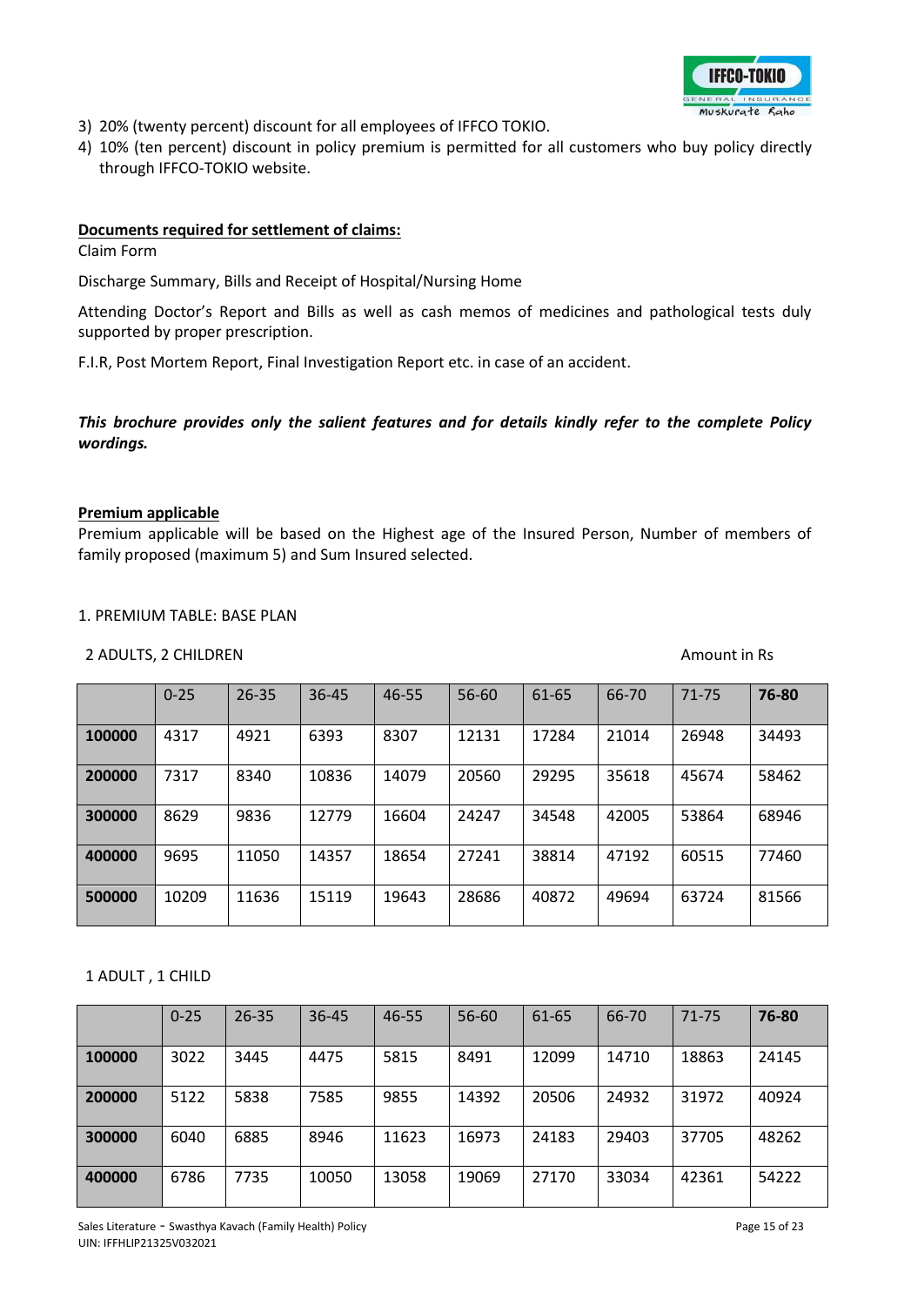3) 20% (twenty percent) discount for all employees of IFFCO TOKIO.
4) 10% (ten percent) discount in policy premium is permitted for all customers who buy policy directly through IFFCO-TOKIO website.

**Documents required for settlement of claims:**

Claim Form

Discharge Summary, Bills and Receipt of Hospital/Nursing Home

Attending Doctor's Report and Bills as well as cash memos of medicines and pathological tests duly supported by proper prescription.

F.I.R, Post Mortem Report, Final Investigation Report etc. in case of an accident.

***This brochure provides only the salient features and for details kindly refer to the complete Policy wordings.***

**Premium applicable**

Premium applicable will be based on the Highest age of the Insured Person, Number of members of family proposed (maximum 5) and Sum Insured selected.

1. PREMIUM TABLE: BASE PLAN

2 ADULTS, 2 CHILDREN

Amount in Rs

| | 0-25 | 26-35 | 36-45 | 46-55 | 56-60 | 61-65 | 66-70 | 71-75 | **76-80** |
|---|---|---|---|---|---|---|---|---|---|
| **100000** | 4317 | 4921 | 6393 | 8307 | 12131 | 17284 | 21014 | 26948 | 34493 |
| **200000** | 7317 | 8340 | 10836 | 14079 | 20560 | 29295 | 35618 | 45674 | 58462 |
| **300000** | 8629 | 9836 | 12779 | 16604 | 24247 | 34548 | 42005 | 53864 | 68946 |
| **400000** | 9695 | 11050 | 14357 | 18654 | 27241 | 38814 | 47192 | 60515 | 77460 |
| **500000** | 10209 | 11636 | 15119 | 19643 | 28686 | 40872 | 49694 | 63724 | 81566 |

1 ADULT , 1 CHILD

| | 0-25 | 26-35 | 36-45 | 46-55 | 56-60 | 61-65 | 66-70 | 71-75 | **76-80** |
|---|---|---|---|---|---|---|---|---|---|
| **100000** | 3022 | 3445 | 4475 | 5815 | 8491 | 12099 | 14710 | 18863 | 24145 |
| **200000** | 5122 | 5838 | 7585 | 9855 | 14392 | 20506 | 24932 | 31972 | 40924 |
| **300000** | 6040 | 6885 | 8946 | 11623 | 16973 | 24183 | 29403 | 37705 | 48262 |
| **400000** | 6786 | 7735 | 10050 | 13058 | 19069 | 27170 | 33034 | 42361 | 54222 |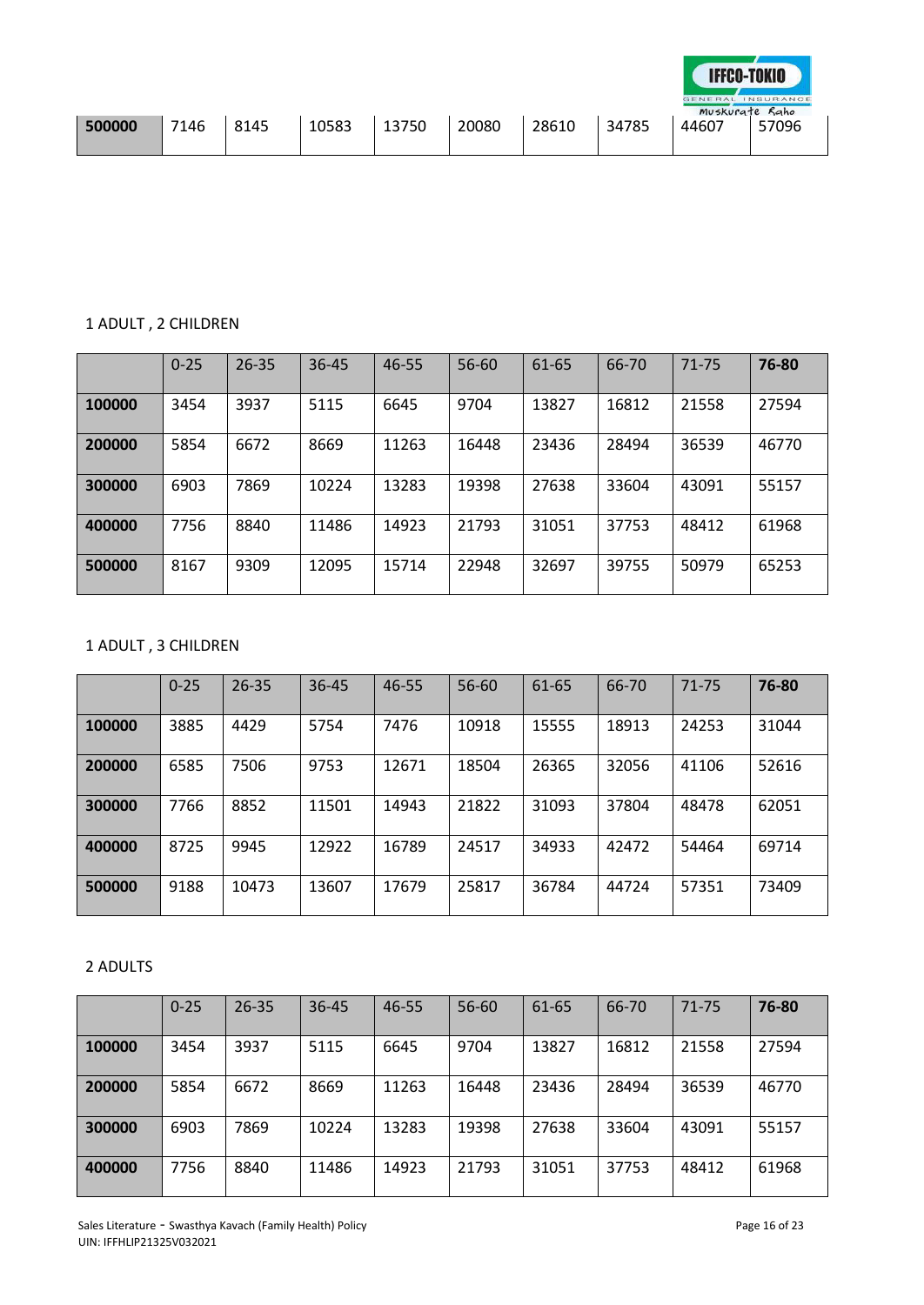| 500000 | 7146 | 8145 | 10583 | 13750 | 20080 | 28610 | 34785 | 44607 | 57096 |
|---|---|---|---|---|---|---|---|---|---|

1 ADULT , 2 CHILDREN

| | 0-25 | 26-35 | 36-45 | 46-55 | 56-60 | 61-65 | 66-70 | 71-75 | **76-80** |
|---|---|---|---|---|---|---|---|---|---|
| **100000** | 3454 | 3937 | 5115 | 6645 | 9704 | 13827 | 16812 | 21558 | 27594 |
| **200000** | 5854 | 6672 | 8669 | 11263 | 16448 | 23436 | 28494 | 36539 | 46770 |
| **300000** | 6903 | 7869 | 10224 | 13283 | 19398 | 27638 | 33604 | 43091 | 55157 |
| **400000** | 7756 | 8840 | 11486 | 14923 | 21793 | 31051 | 37753 | 48412 | 61968 |
| **500000** | 8167 | 9309 | 12095 | 15714 | 22948 | 32697 | 39755 | 50979 | 65253 |

1 ADULT , 3 CHILDREN

| | 0-25 | 26-35 | 36-45 | 46-55 | 56-60 | 61-65 | 66-70 | 71-75 | **76-80** |
|---|---|---|---|---|---|---|---|---|---|
| **100000** | 3885 | 4429 | 5754 | 7476 | 10918 | 15555 | 18913 | 24253 | 31044 |
| **200000** | 6585 | 7506 | 9753 | 12671 | 18504 | 26365 | 32056 | 41106 | 52616 |
| **300000** | 7766 | 8852 | 11501 | 14943 | 21822 | 31093 | 37804 | 48478 | 62051 |
| **400000** | 8725 | 9945 | 12922 | 16789 | 24517 | 34933 | 42472 | 54464 | 69714 |
| **500000** | 9188 | 10473 | 13607 | 17679 | 25817 | 36784 | 44724 | 57351 | 73409 |

2 ADULTS

| | 0-25 | 26-35 | 36-45 | 46-55 | 56-60 | 61-65 | 66-70 | 71-75 | **76-80** |
|---|---|---|---|---|---|---|---|---|---|
| **100000** | 3454 | 3937 | 5115 | 6645 | 9704 | 13827 | 16812 | 21558 | 27594 |
| **200000** | 5854 | 6672 | 8669 | 11263 | 16448 | 23436 | 28494 | 36539 | 46770 |
| **300000** | 6903 | 7869 | 10224 | 13283 | 19398 | 27638 | 33604 | 43091 | 55157 |
| **400000** | 7756 | 8840 | 11486 | 14923 | 21793 | 31051 | 37753 | 48412 | 61968 |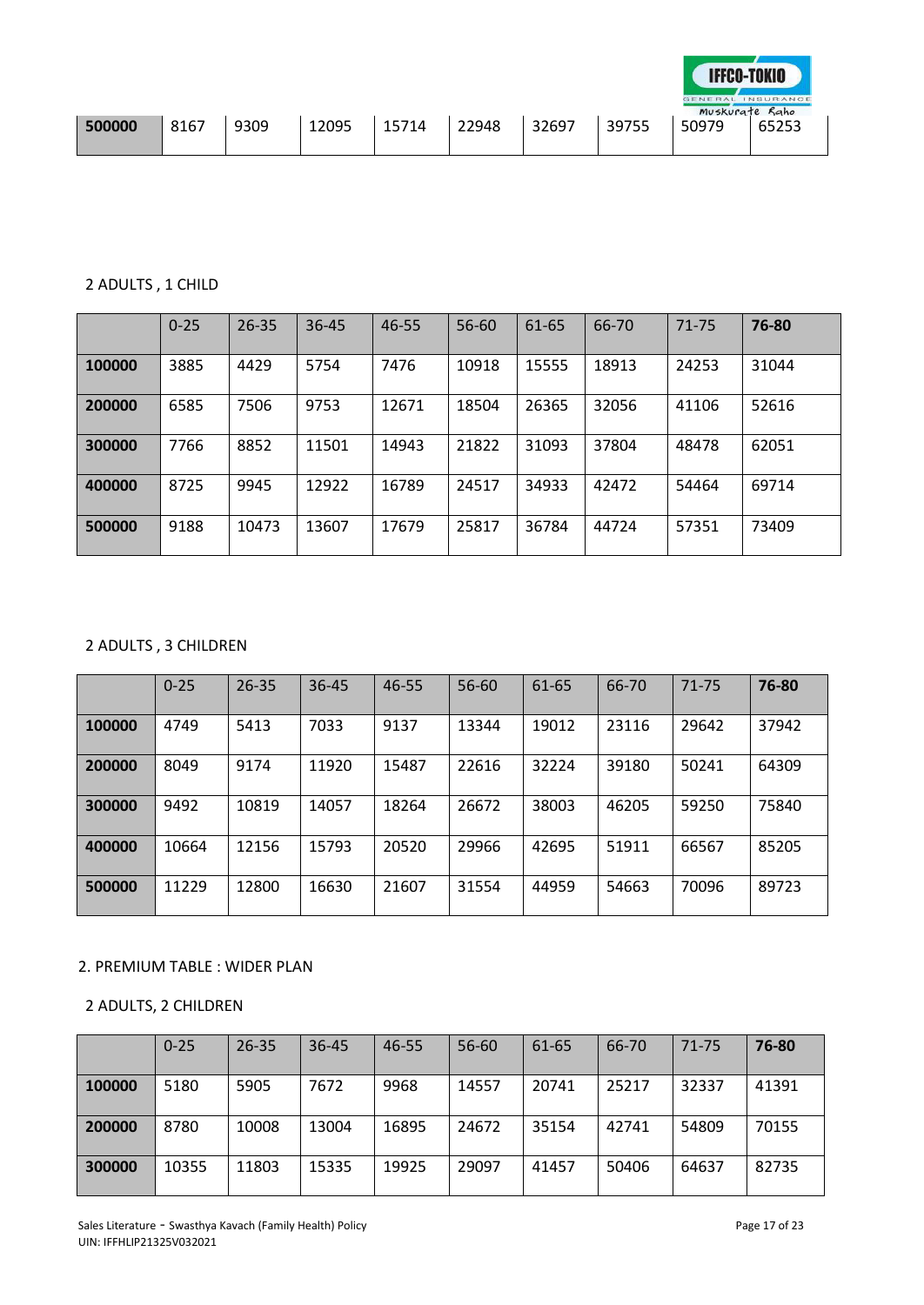| 500000 | 8167 | 9309 | 12095 | 15714 | 22948 | 32697 | 39755 | 50979 | 65253 |
|---|---|---|---|---|---|---|---|---|---|

2 ADULTS , 1 CHILD

| | 0-25 | 26-35 | 36-45 | 46-55 | 56-60 | 61-65 | 66-70 | 71-75 | **76-80** |
|---|---|---|---|---|---|---|---|---|---|
| **100000** | 3885 | 4429 | 5754 | 7476 | 10918 | 15555 | 18913 | 24253 | 31044 |
| **200000** | 6585 | 7506 | 9753 | 12671 | 18504 | 26365 | 32056 | 41106 | 52616 |
| **300000** | 7766 | 8852 | 11501 | 14943 | 21822 | 31093 | 37804 | 48478 | 62051 |
| **400000** | 8725 | 9945 | 12922 | 16789 | 24517 | 34933 | 42472 | 54464 | 69714 |
| **500000** | 9188 | 10473 | 13607 | 17679 | 25817 | 36784 | 44724 | 57351 | 73409 |

2 ADULTS , 3 CHILDREN

| | 0-25 | 26-35 | 36-45 | 46-55 | 56-60 | 61-65 | 66-70 | 71-75 | **76-80** |
|---|---|---|---|---|---|---|---|---|---|
| **100000** | 4749 | 5413 | 7033 | 9137 | 13344 | 19012 | 23116 | 29642 | 37942 |
| **200000** | 8049 | 9174 | 11920 | 15487 | 22616 | 32224 | 39180 | 50241 | 64309 |
| **300000** | 9492 | 10819 | 14057 | 18264 | 26672 | 38003 | 46205 | 59250 | 75840 |
| **400000** | 10664 | 12156 | 15793 | 20520 | 29966 | 42695 | 51911 | 66567 | 85205 |
| **500000** | 11229 | 12800 | 16630 | 21607 | 31554 | 44959 | 54663 | 70096 | 89723 |

2. PREMIUM TABLE : WIDER PLAN

2 ADULTS, 2 CHILDREN

| | 0-25 | 26-35 | 36-45 | 46-55 | 56-60 | 61-65 | 66-70 | 71-75 | **76-80** |
|---|---|---|---|---|---|---|---|---|---|
| **100000** | 5180 | 5905 | 7672 | 9968 | 14557 | 20741 | 25217 | 32337 | 41391 |
| **200000** | 8780 | 10008 | 13004 | 16895 | 24672 | 35154 | 42741 | 54809 | 70155 |
| **300000** | 10355 | 11803 | 15335 | 19925 | 29097 | 41457 | 50406 | 64637 | 82735 |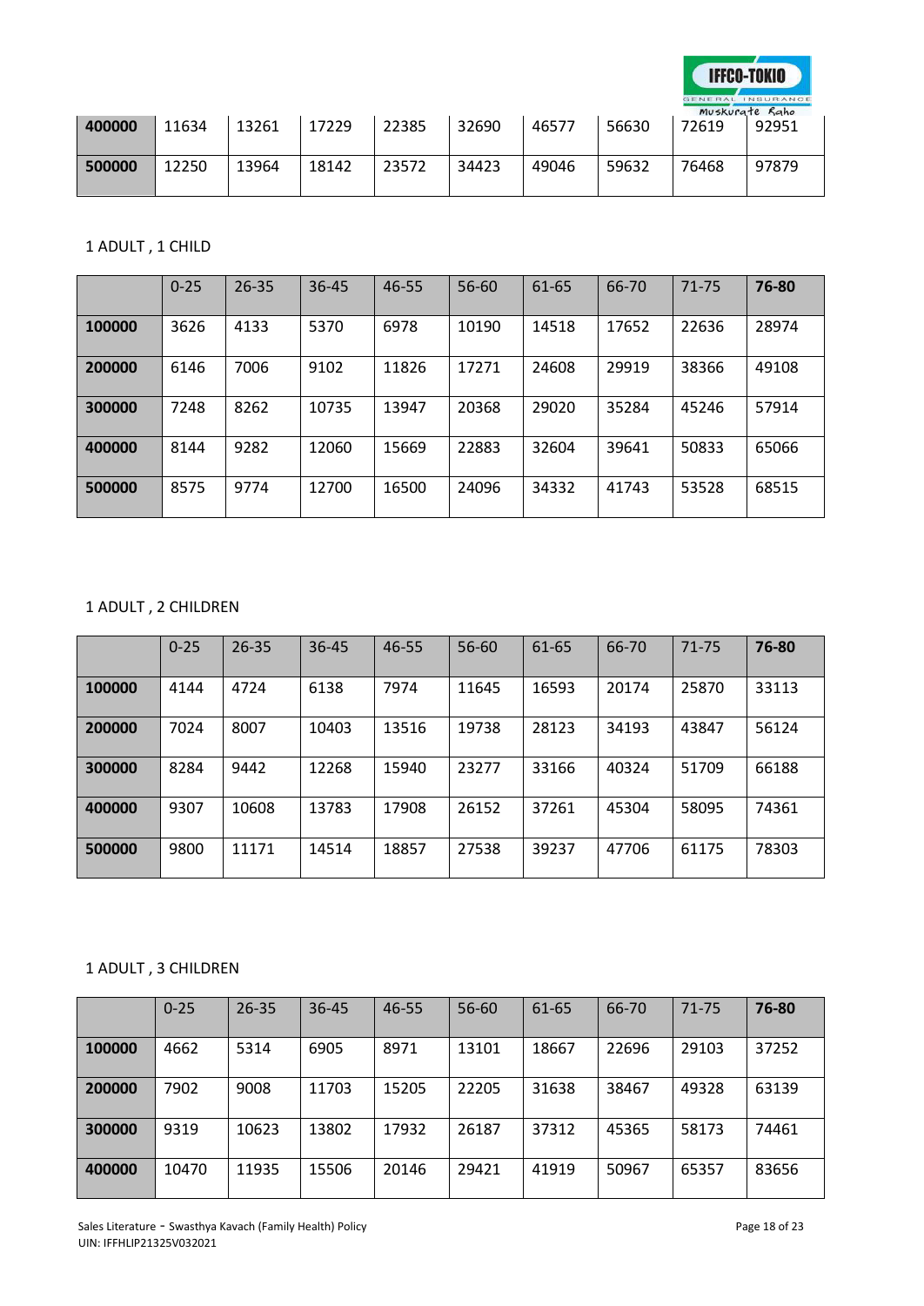| | | | | | | | | | |
|---|---|---|---|---|---|---|---|---|---|
| **400000** | 11634 | 13261 | 17229 | 22385 | 32690 | 46577 | 56630 | 72619 | 92951 |
| **500000** | 12250 | 13964 | 18142 | 23572 | 34423 | 49046 | 59632 | 76468 | 97879 |

1 ADULT , 1 CHILD

| | 0-25 | 26-35 | 36-45 | 46-55 | 56-60 | 61-65 | 66-70 | 71-75 | **76-80** |
|---|---|---|---|---|---|---|---|---|---|
| **100000** | 3626 | 4133 | 5370 | 6978 | 10190 | 14518 | 17652 | 22636 | 28974 |
| **200000** | 6146 | 7006 | 9102 | 11826 | 17271 | 24608 | 29919 | 38366 | 49108 |
| **300000** | 7248 | 8262 | 10735 | 13947 | 20368 | 29020 | 35284 | 45246 | 57914 |
| **400000** | 8144 | 9282 | 12060 | 15669 | 22883 | 32604 | 39641 | 50833 | 65066 |
| **500000** | 8575 | 9774 | 12700 | 16500 | 24096 | 34332 | 41743 | 53528 | 68515 |

1 ADULT , 2 CHILDREN

| | 0-25 | 26-35 | 36-45 | 46-55 | 56-60 | 61-65 | 66-70 | 71-75 | **76-80** |
|---|---|---|---|---|---|---|---|---|---|
| **100000** | 4144 | 4724 | 6138 | 7974 | 11645 | 16593 | 20174 | 25870 | 33113 |
| **200000** | 7024 | 8007 | 10403 | 13516 | 19738 | 28123 | 34193 | 43847 | 56124 |
| **300000** | 8284 | 9442 | 12268 | 15940 | 23277 | 33166 | 40324 | 51709 | 66188 |
| **400000** | 9307 | 10608 | 13783 | 17908 | 26152 | 37261 | 45304 | 58095 | 74361 |
| **500000** | 9800 | 11171 | 14514 | 18857 | 27538 | 39237 | 47706 | 61175 | 78303 |

1 ADULT , 3 CHILDREN

| | 0-25 | 26-35 | 36-45 | 46-55 | 56-60 | 61-65 | 66-70 | 71-75 | **76-80** |
|---|---|---|---|---|---|---|---|---|---|
| **100000** | 4662 | 5314 | 6905 | 8971 | 13101 | 18667 | 22696 | 29103 | 37252 |
| **200000** | 7902 | 9008 | 11703 | 15205 | 22205 | 31638 | 38467 | 49328 | 63139 |
| **300000** | 9319 | 10623 | 13802 | 17932 | 26187 | 37312 | 45365 | 58173 | 74461 |
| **400000** | 10470 | 11935 | 15506 | 20146 | 29421 | 41919 | 50967 | 65357 | 83656 |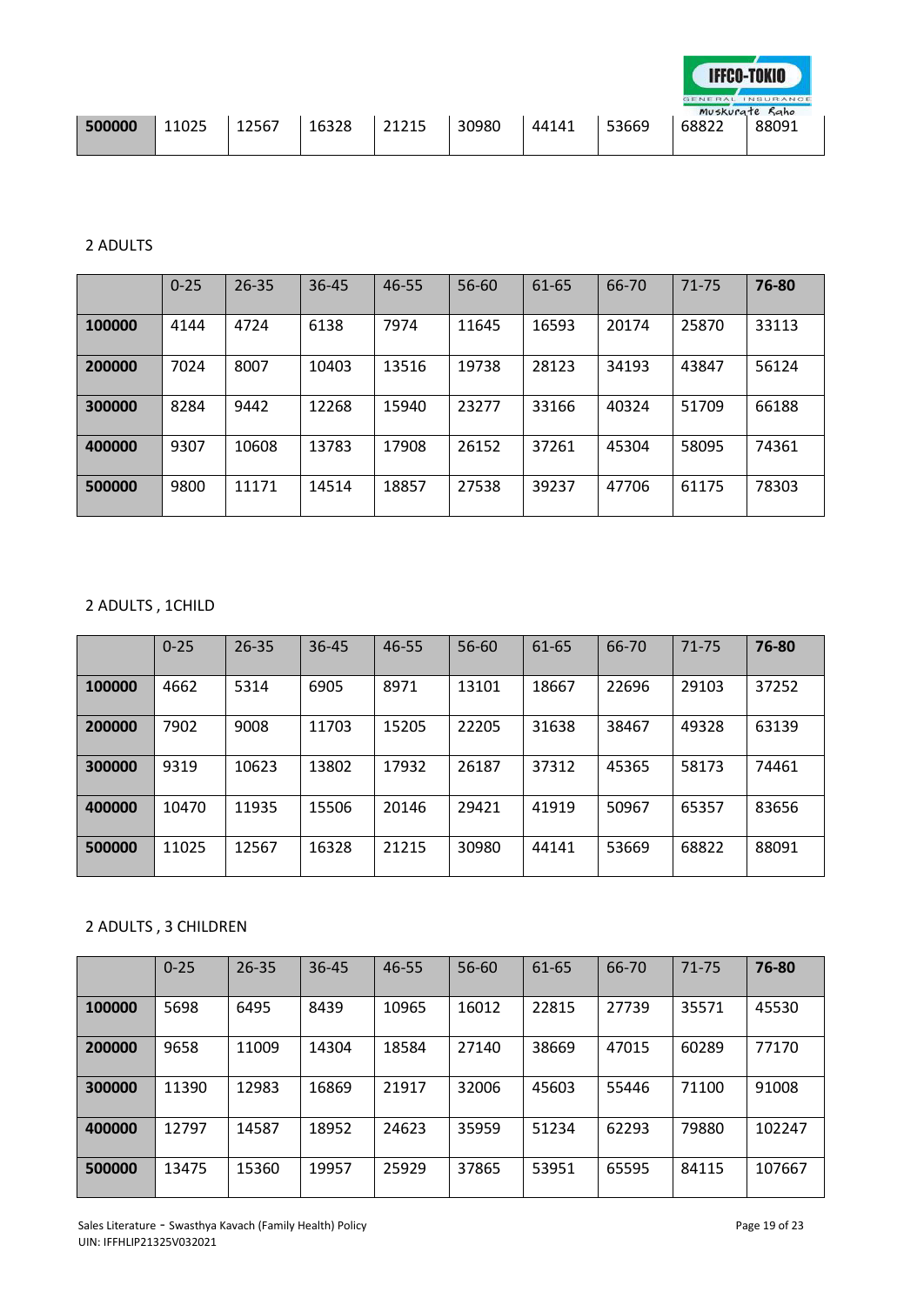| | | | | | | | | | |
|---|---|---|---|---|---|---|---|---|---|
| **500000** | 11025 | 12567 | 16328 | 21215 | 30980 | 44141 | 53669 | 68822 | 88091 |

2 ADULTS

| | 0-25 | 26-35 | 36-45 | 46-55 | 56-60 | 61-65 | 66-70 | 71-75 | **76-80** |
|---|---|---|---|---|---|---|---|---|---|
| **100000** | 4144 | 4724 | 6138 | 7974 | 11645 | 16593 | 20174 | 25870 | 33113 |
| **200000** | 7024 | 8007 | 10403 | 13516 | 19738 | 28123 | 34193 | 43847 | 56124 |
| **300000** | 8284 | 9442 | 12268 | 15940 | 23277 | 33166 | 40324 | 51709 | 66188 |
| **400000** | 9307 | 10608 | 13783 | 17908 | 26152 | 37261 | 45304 | 58095 | 74361 |
| **500000** | 9800 | 11171 | 14514 | 18857 | 27538 | 39237 | 47706 | 61175 | 78303 |

2 ADULTS , 1CHILD

| | 0-25 | 26-35 | 36-45 | 46-55 | 56-60 | 61-65 | 66-70 | 71-75 | **76-80** |
|---|---|---|---|---|---|---|---|---|---|
| **100000** | 4662 | 5314 | 6905 | 8971 | 13101 | 18667 | 22696 | 29103 | 37252 |
| **200000** | 7902 | 9008 | 11703 | 15205 | 22205 | 31638 | 38467 | 49328 | 63139 |
| **300000** | 9319 | 10623 | 13802 | 17932 | 26187 | 37312 | 45365 | 58173 | 74461 |
| **400000** | 10470 | 11935 | 15506 | 20146 | 29421 | 41919 | 50967 | 65357 | 83656 |
| **500000** | 11025 | 12567 | 16328 | 21215 | 30980 | 44141 | 53669 | 68822 | 88091 |

2 ADULTS , 3 CHILDREN

| | 0-25 | 26-35 | 36-45 | 46-55 | 56-60 | 61-65 | 66-70 | 71-75 | **76-80** |
|---|---|---|---|---|---|---|---|---|---|
| **100000** | 5698 | 6495 | 8439 | 10965 | 16012 | 22815 | 27739 | 35571 | 45530 |
| **200000** | 9658 | 11009 | 14304 | 18584 | 27140 | 38669 | 47015 | 60289 | 77170 |
| **300000** | 11390 | 12983 | 16869 | 21917 | 32006 | 45603 | 55446 | 71100 | 91008 |
| **400000** | 12797 | 14587 | 18952 | 24623 | 35959 | 51234 | 62293 | 79880 | 102247 |
| **500000** | 13475 | 15360 | 19957 | 25929 | 37865 | 53951 | 65595 | 84115 | 107667 |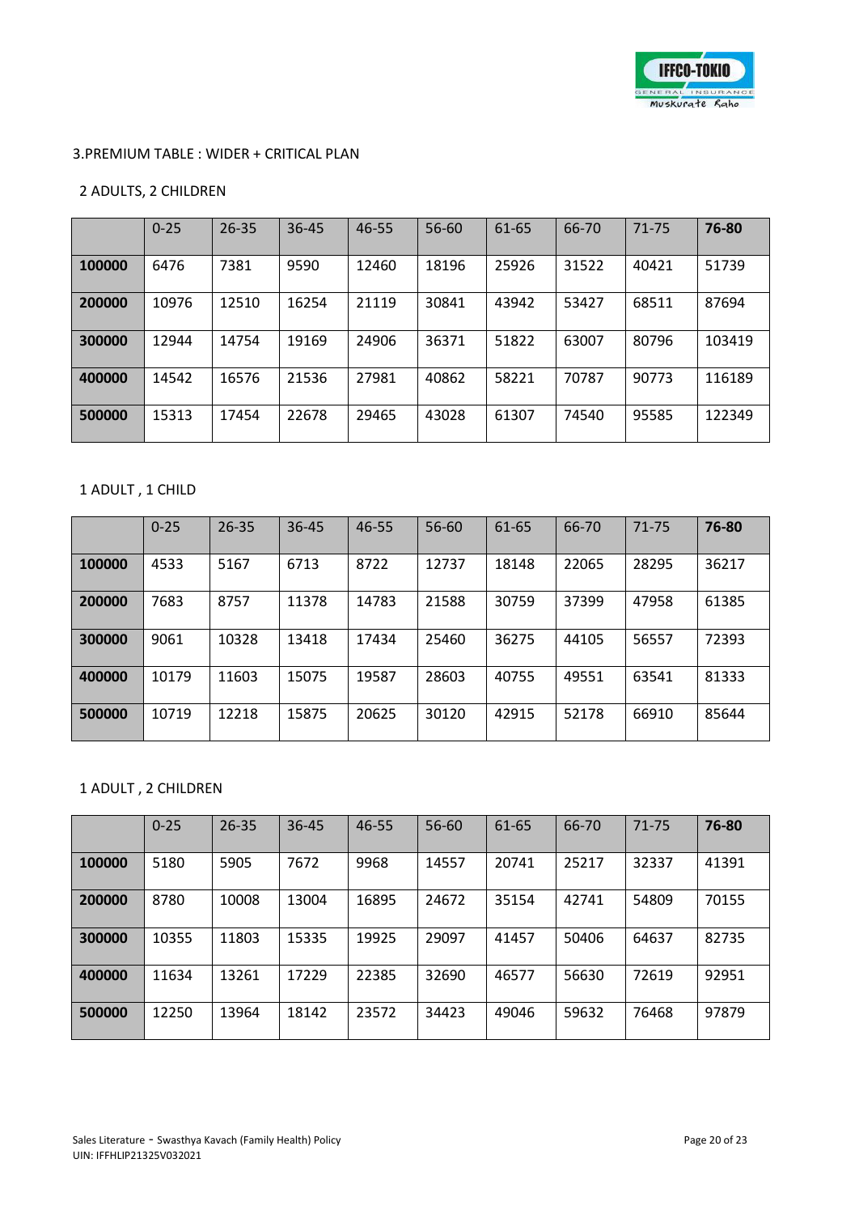## 3.PREMIUM TABLE : WIDER + CRITICAL PLAN

### 2 ADULTS, 2 CHILDREN

| | 0-25 | 26-35 | 36-45 | 46-55 | 56-60 | 61-65 | 66-70 | 71-75 | **76-80** |
|---|---|---|---|---|---|---|---|---|---|
| **100000** | 6476 | 7381 | 9590 | 12460 | 18196 | 25926 | 31522 | 40421 | 51739 |
| **200000** | 10976 | 12510 | 16254 | 21119 | 30841 | 43942 | 53427 | 68511 | 87694 |
| **300000** | 12944 | 14754 | 19169 | 24906 | 36371 | 51822 | 63007 | 80796 | 103419 |
| **400000** | 14542 | 16576 | 21536 | 27981 | 40862 | 58221 | 70787 | 90773 | 116189 |
| **500000** | 15313 | 17454 | 22678 | 29465 | 43028 | 61307 | 74540 | 95585 | 122349 |

### 1 ADULT , 1 CHILD

| | 0-25 | 26-35 | 36-45 | 46-55 | 56-60 | 61-65 | 66-70 | 71-75 | **76-80** |
|---|---|---|---|---|---|---|---|---|---|
| **100000** | 4533 | 5167 | 6713 | 8722 | 12737 | 18148 | 22065 | 28295 | 36217 |
| **200000** | 7683 | 8757 | 11378 | 14783 | 21588 | 30759 | 37399 | 47958 | 61385 |
| **300000** | 9061 | 10328 | 13418 | 17434 | 25460 | 36275 | 44105 | 56557 | 72393 |
| **400000** | 10179 | 11603 | 15075 | 19587 | 28603 | 40755 | 49551 | 63541 | 81333 |
| **500000** | 10719 | 12218 | 15875 | 20625 | 30120 | 42915 | 52178 | 66910 | 85644 |

### 1 ADULT , 2 CHILDREN

| | 0-25 | 26-35 | 36-45 | 46-55 | 56-60 | 61-65 | 66-70 | 71-75 | **76-80** |
|---|---|---|---|---|---|---|---|---|---|
| **100000** | 5180 | 5905 | 7672 | 9968 | 14557 | 20741 | 25217 | 32337 | 41391 |
| **200000** | 8780 | 10008 | 13004 | 16895 | 24672 | 35154 | 42741 | 54809 | 70155 |
| **300000** | 10355 | 11803 | 15335 | 19925 | 29097 | 41457 | 50406 | 64637 | 82735 |
| **400000** | 11634 | 13261 | 17229 | 22385 | 32690 | 46577 | 56630 | 72619 | 92951 |
| **500000** | 12250 | 13964 | 18142 | 23572 | 34423 | 49046 | 59632 | 76468 | 97879 |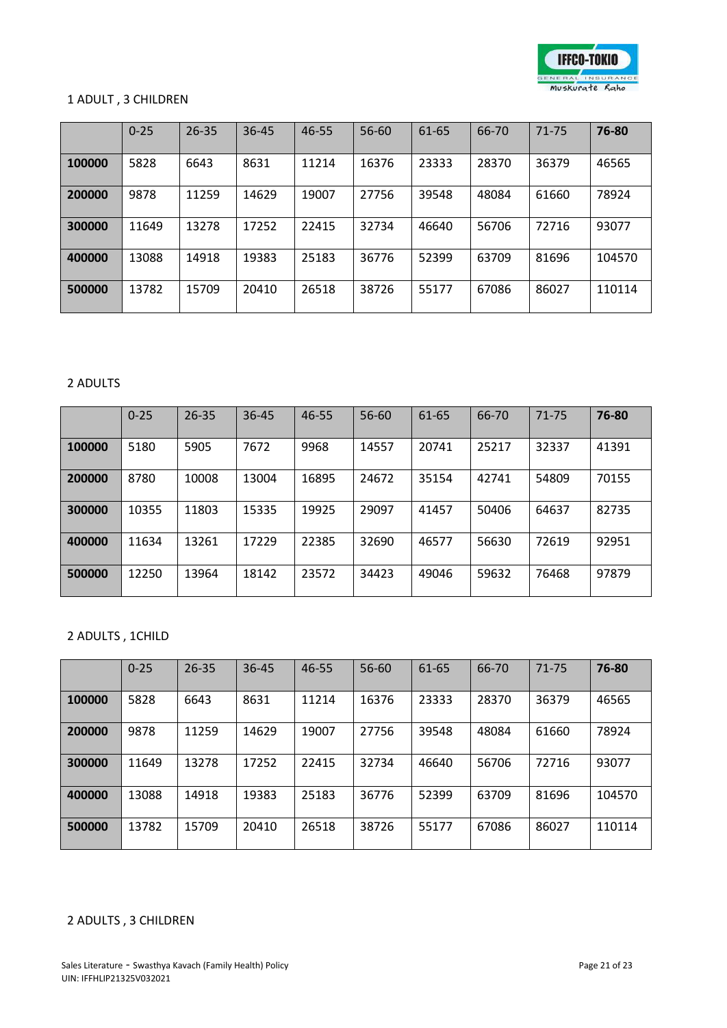1 ADULT , 3 CHILDREN

| | 0-25 | 26-35 | 36-45 | 46-55 | 56-60 | 61-65 | 66-70 | 71-75 | **76-80** |
|---|---|---|---|---|---|---|---|---|---|
| **100000** | 5828 | 6643 | 8631 | 11214 | 16376 | 23333 | 28370 | 36379 | 46565 |
| **200000** | 9878 | 11259 | 14629 | 19007 | 27756 | 39548 | 48084 | 61660 | 78924 |
| **300000** | 11649 | 13278 | 17252 | 22415 | 32734 | 46640 | 56706 | 72716 | 93077 |
| **400000** | 13088 | 14918 | 19383 | 25183 | 36776 | 52399 | 63709 | 81696 | 104570 |
| **500000** | 13782 | 15709 | 20410 | 26518 | 38726 | 55177 | 67086 | 86027 | 110114 |

2 ADULTS

| | 0-25 | 26-35 | 36-45 | 46-55 | 56-60 | 61-65 | 66-70 | 71-75 | **76-80** |
|---|---|---|---|---|---|---|---|---|---|
| **100000** | 5180 | 5905 | 7672 | 9968 | 14557 | 20741 | 25217 | 32337 | 41391 |
| **200000** | 8780 | 10008 | 13004 | 16895 | 24672 | 35154 | 42741 | 54809 | 70155 |
| **300000** | 10355 | 11803 | 15335 | 19925 | 29097 | 41457 | 50406 | 64637 | 82735 |
| **400000** | 11634 | 13261 | 17229 | 22385 | 32690 | 46577 | 56630 | 72619 | 92951 |
| **500000** | 12250 | 13964 | 18142 | 23572 | 34423 | 49046 | 59632 | 76468 | 97879 |

2 ADULTS , 1CHILD

| | 0-25 | 26-35 | 36-45 | 46-55 | 56-60 | 61-65 | 66-70 | 71-75 | **76-80** |
|---|---|---|---|---|---|---|---|---|---|
| **100000** | 5828 | 6643 | 8631 | 11214 | 16376 | 23333 | 28370 | 36379 | 46565 |
| **200000** | 9878 | 11259 | 14629 | 19007 | 27756 | 39548 | 48084 | 61660 | 78924 |
| **300000** | 11649 | 13278 | 17252 | 22415 | 32734 | 46640 | 56706 | 72716 | 93077 |
| **400000** | 13088 | 14918 | 19383 | 25183 | 36776 | 52399 | 63709 | 81696 | 104570 |
| **500000** | 13782 | 15709 | 20410 | 26518 | 38726 | 55177 | 67086 | 86027 | 110114 |

2 ADULTS , 3 CHILDREN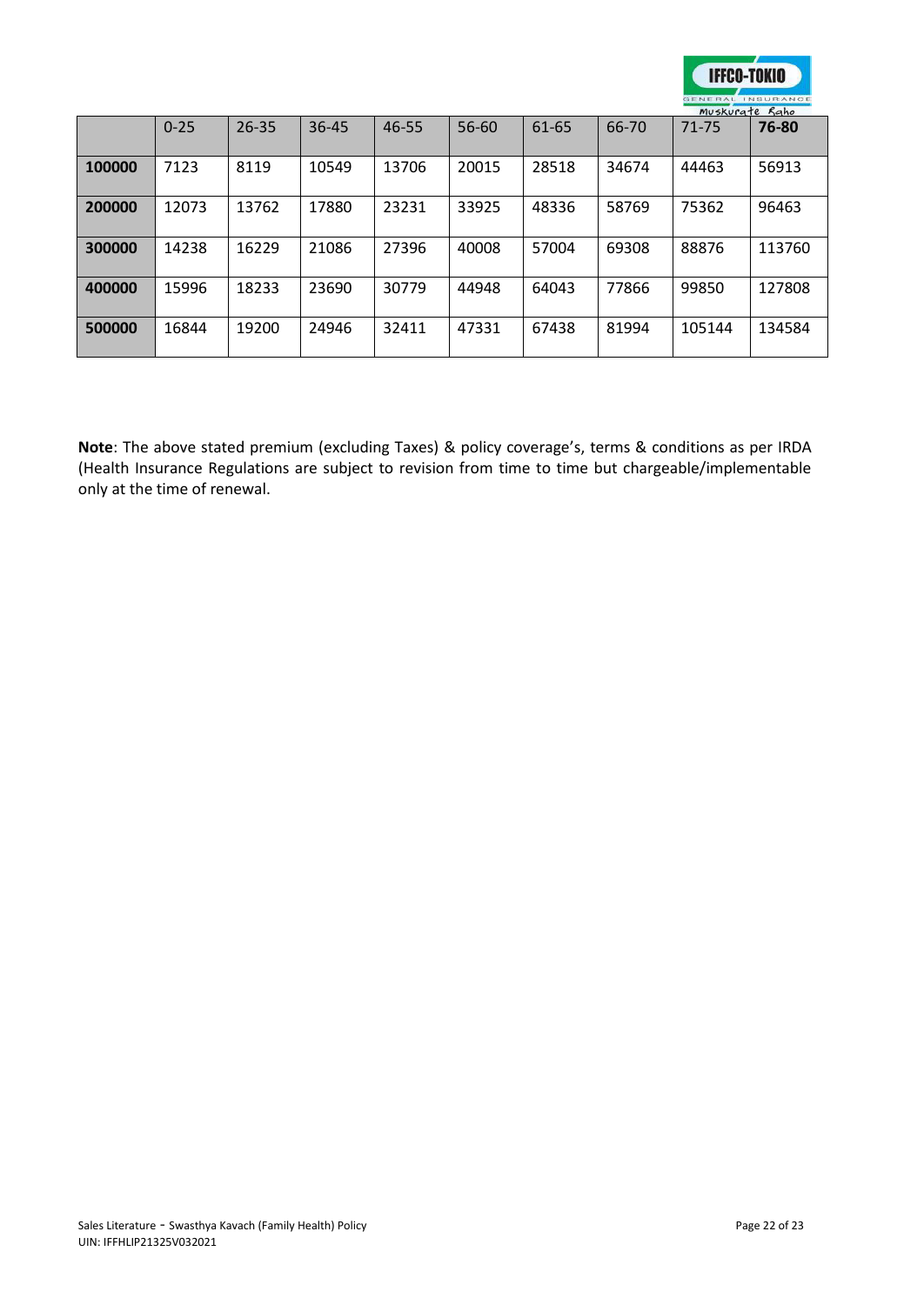| | 0-25 | 26-35 | 36-45 | 46-55 | 56-60 | 61-65 | 66-70 | 71-75 | **76-80** |
|---|---|---|---|---|---|---|---|---|---|
| **100000** | 7123 | 8119 | 10549 | 13706 | 20015 | 28518 | 34674 | 44463 | 56913 |
| **200000** | 12073 | 13762 | 17880 | 23231 | 33925 | 48336 | 58769 | 75362 | 96463 |
| **300000** | 14238 | 16229 | 21086 | 27396 | 40008 | 57004 | 69308 | 88876 | 113760 |
| **400000** | 15996 | 18233 | 23690 | 30779 | 44948 | 64043 | 77866 | 99850 | 127808 |
| **500000** | 16844 | 19200 | 24946 | 32411 | 47331 | 67438 | 81994 | 105144 | 134584 |

**Note**: The above stated premium (excluding Taxes) & policy coverage's, terms & conditions as per IRDA (Health Insurance Regulations are subject to revision from time to time but chargeable/implementable only at the time of renewal.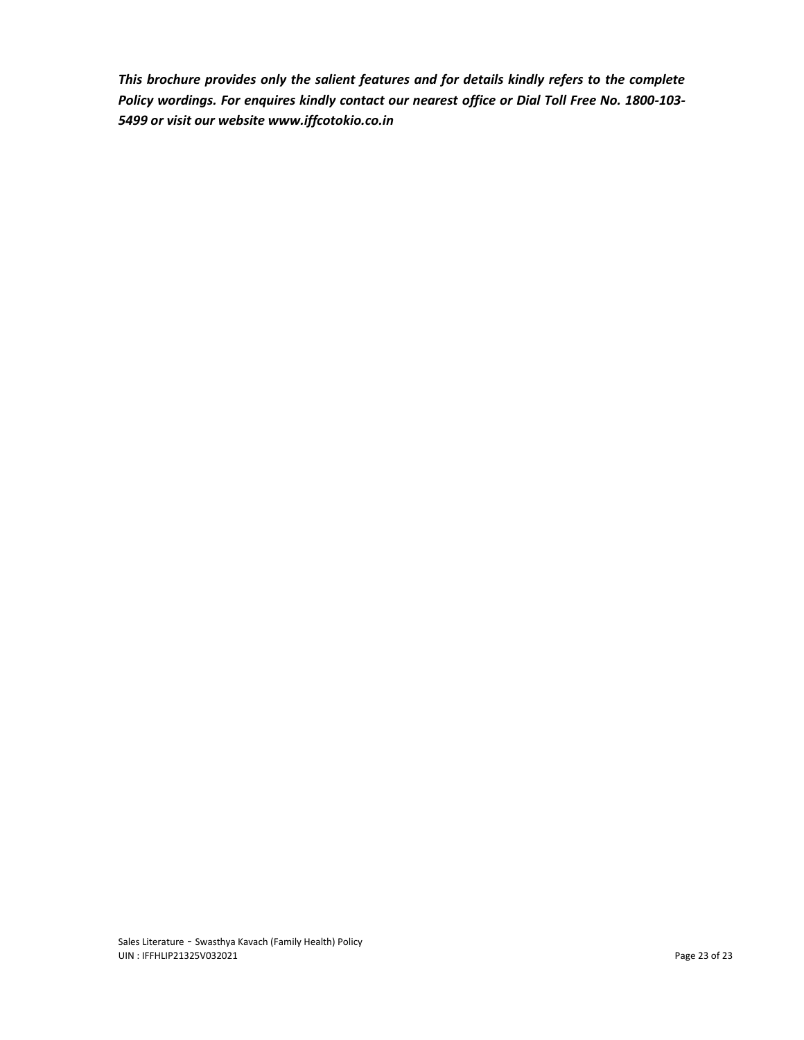***This brochure provides only the salient features and for details kindly refers to the complete Policy wordings. For enquires kindly contact our nearest office or Dial Toll Free No. 1800-103-5499 or visit our website www.iffcotokio.co.in***